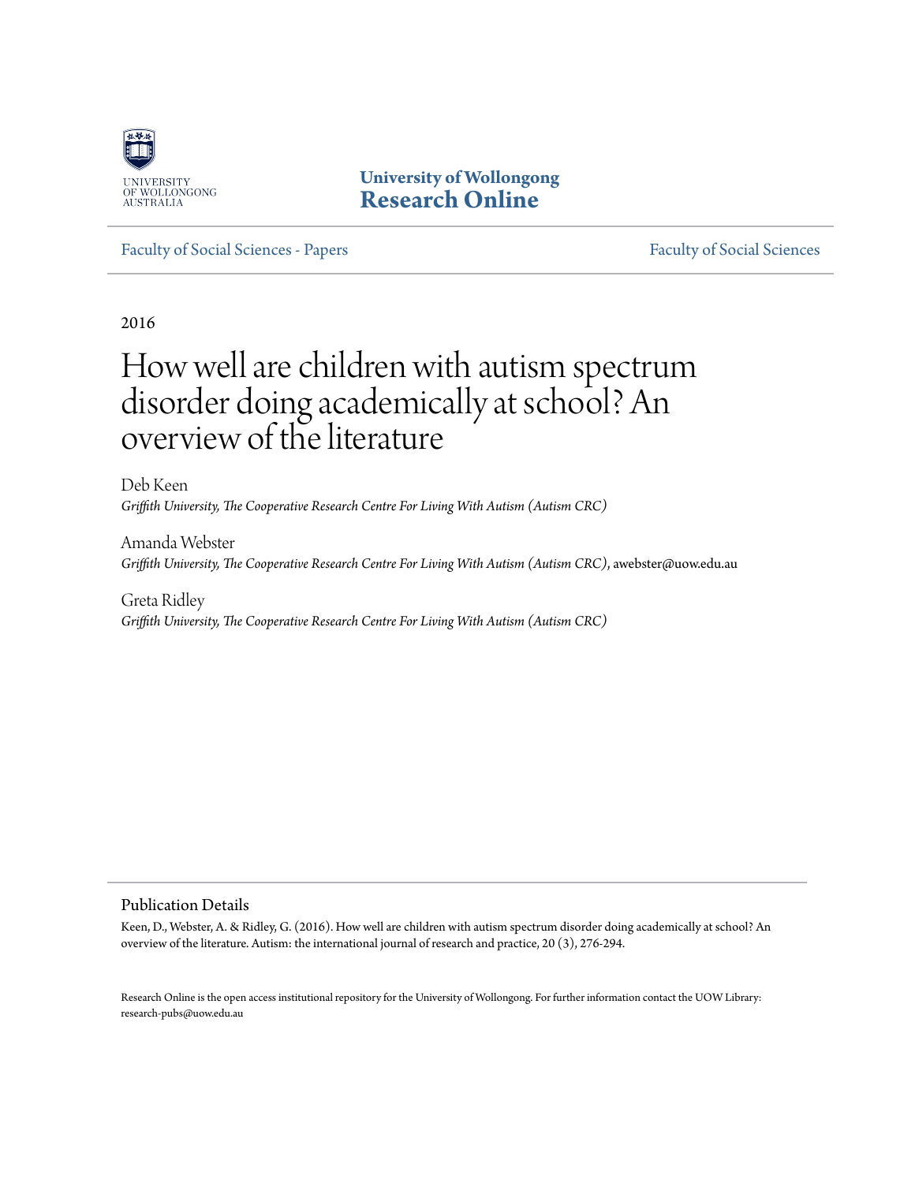University of Wollongong
Research Online

Faculty of Social Sciences - Papers | Faculty of Social Sciences

2016

# How well are children with autism spectrum disorder doing academically at school? An overview of the literature

Deb Keen
*Griffith University, The Cooperative Research Centre For Living With Autism (Autism CRC)*

Amanda Webster
*Griffith University, The Cooperative Research Centre For Living With Autism (Autism CRC)*, awebster@uow.edu.au

Greta Ridley
*Griffith University, The Cooperative Research Centre For Living With Autism (Autism CRC)*

## Publication Details

Keen, D., Webster, A. & Ridley, G. (2016). How well are children with autism spectrum disorder doing academically at school? An overview of the literature. Autism: the international journal of research and practice, 20 (3), 276-294.

Research Online is the open access institutional repository for the University of Wollongong. For further information contact the UOW Library: research-pubs@uow.edu.au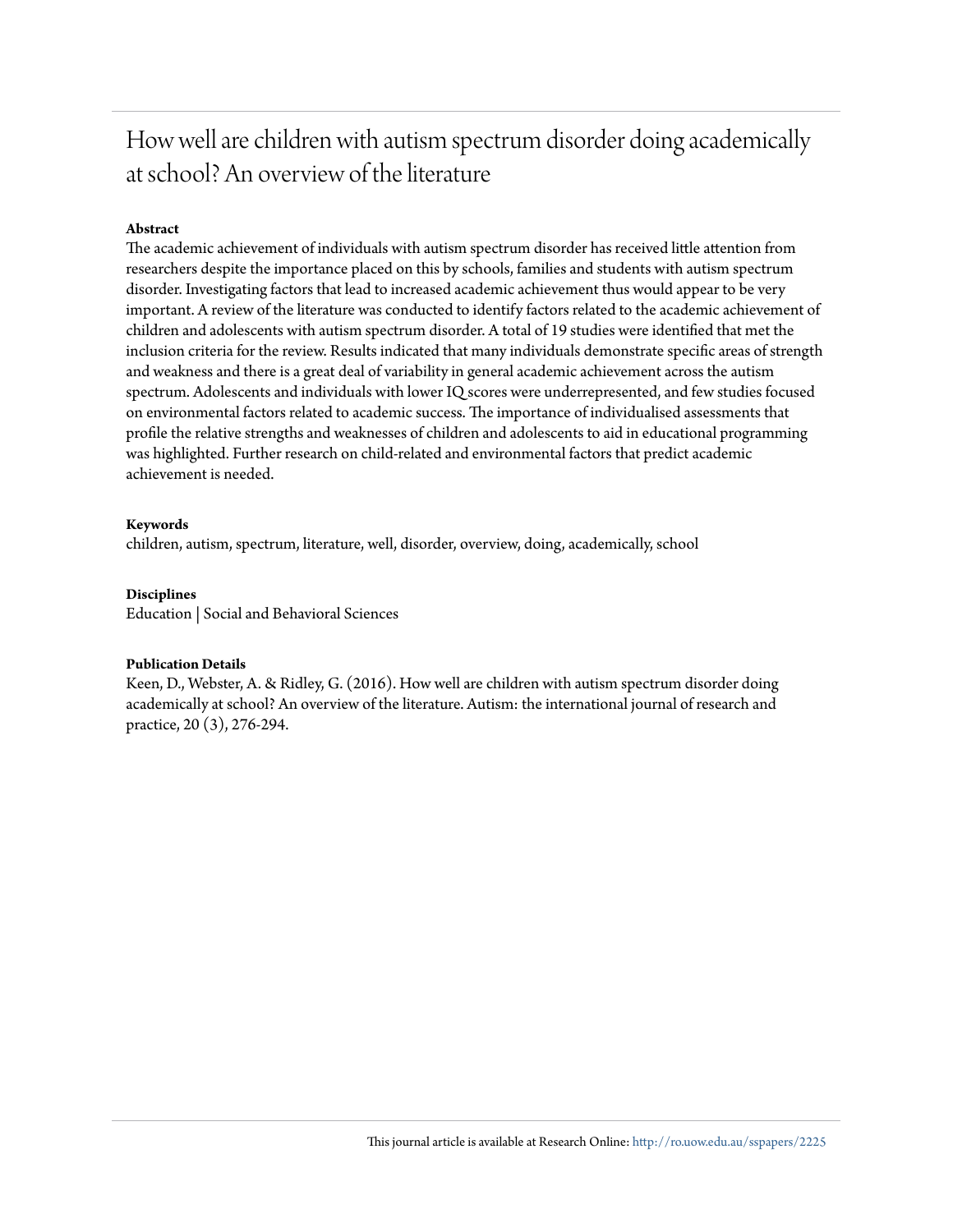# How well are children with autism spectrum disorder doing academically at school? An overview of the literature

**Abstract**

The academic achievement of individuals with autism spectrum disorder has received little attention from researchers despite the importance placed on this by schools, families and students with autism spectrum disorder. Investigating factors that lead to increased academic achievement thus would appear to be very important. A review of the literature was conducted to identify factors related to the academic achievement of children and adolescents with autism spectrum disorder. A total of 19 studies were identified that met the inclusion criteria for the review. Results indicated that many individuals demonstrate specific areas of strength and weakness and there is a great deal of variability in general academic achievement across the autism spectrum. Adolescents and individuals with lower IQ scores were underrepresented, and few studies focused on environmental factors related to academic success. The importance of individualised assessments that profile the relative strengths and weaknesses of children and adolescents to aid in educational programming was highlighted. Further research on child-related and environmental factors that predict academic achievement is needed.

**Keywords**

children, autism, spectrum, literature, well, disorder, overview, doing, academically, school

**Disciplines**

Education | Social and Behavioral Sciences

**Publication Details**

Keen, D., Webster, A. & Ridley, G. (2016). How well are children with autism spectrum disorder doing academically at school? An overview of the literature. Autism: the international journal of research and practice, 20 (3), 276-294.

This journal article is available at Research Online: http://ro.uow.edu.au/sspapers/2225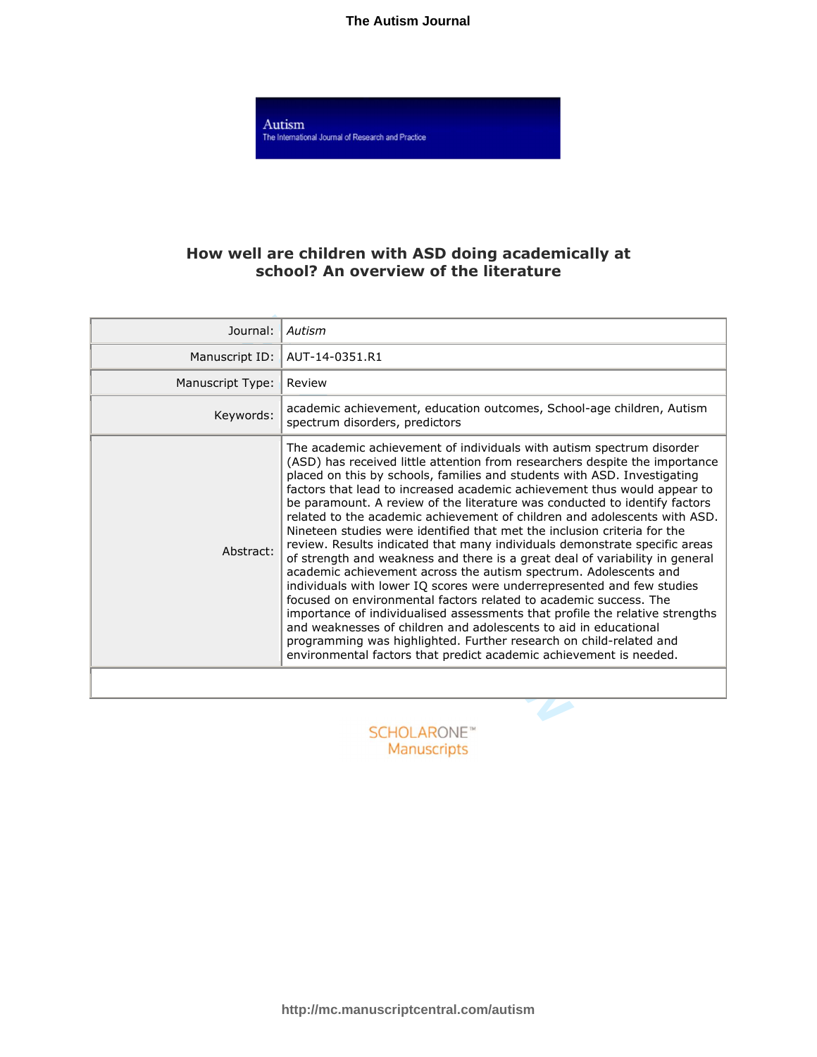# How well are children with ASD doing academically at school? An overview of the literature

| | |
|---|---|
| Journal: | *Autism* |
| Manuscript ID: | AUT-14-0351.R1 |
| Manuscript Type: | Review |
| Keywords: | academic achievement, education outcomes, School-age children, Autism spectrum disorders, predictors |
| Abstract: | The academic achievement of individuals with autism spectrum disorder (ASD) has received little attention from researchers despite the importance placed on this by schools, families and students with ASD. Investigating factors that lead to increased academic achievement thus would appear to be paramount. A review of the literature was conducted to identify factors related to the academic achievement of children and adolescents with ASD. Nineteen studies were identified that met the inclusion criteria for the review. Results indicated that many individuals demonstrate specific areas of strength and weakness and there is a great deal of variability in general academic achievement across the autism spectrum. Adolescents and individuals with lower IQ scores were underrepresented and few studies focused on environmental factors related to academic success. The importance of individualised assessments that profile the relative strengths and weaknesses of children and adolescents to aid in educational programming was highlighted. Further research on child-related and environmental factors that predict academic achievement is needed. |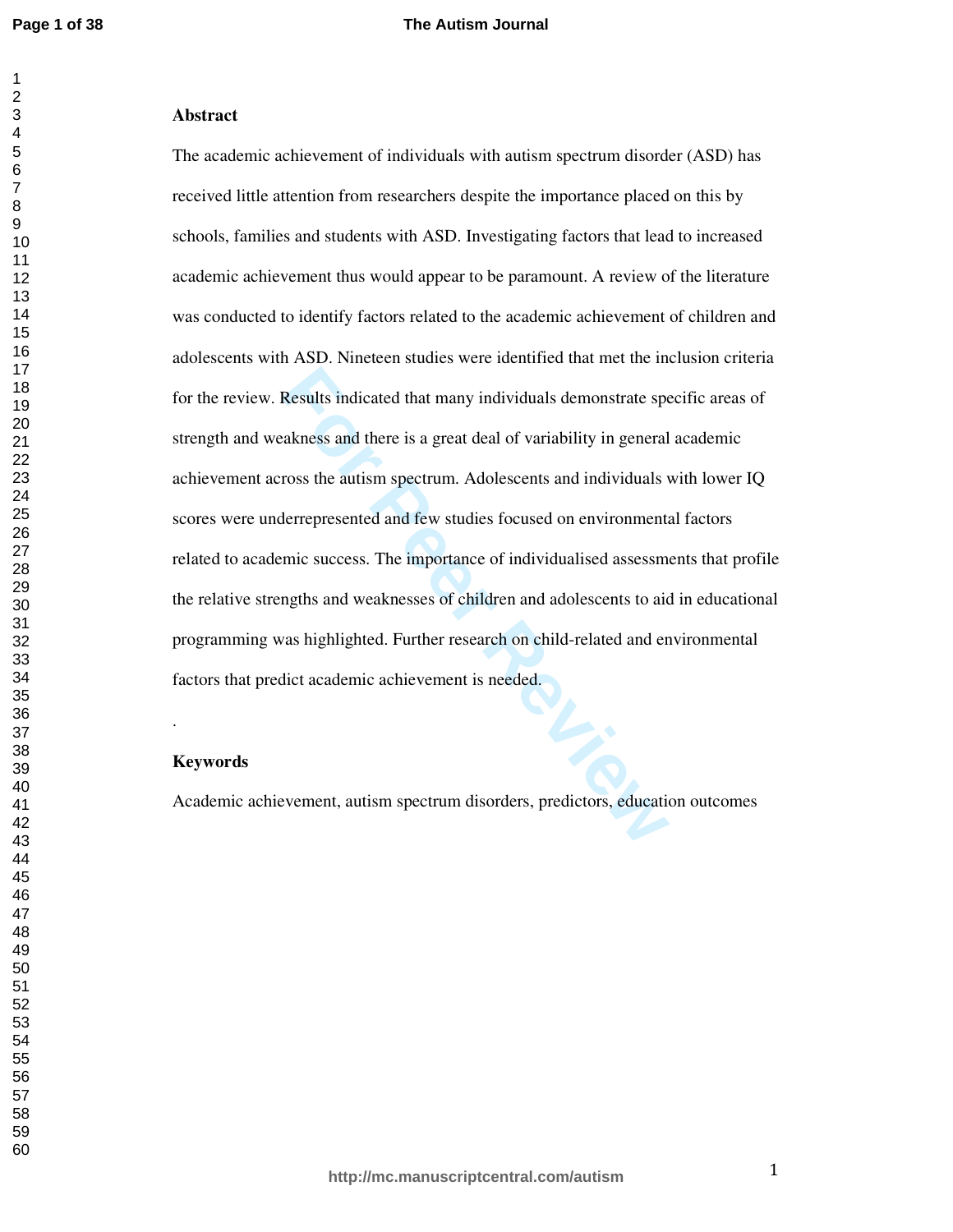**Abstract**

The academic achievement of individuals with autism spectrum disorder (ASD) has received little attention from researchers despite the importance placed on this by schools, families and students with ASD. Investigating factors that lead to increased academic achievement thus would appear to be paramount. A review of the literature was conducted to identify factors related to the academic achievement of children and adolescents with ASD. Nineteen studies were identified that met the inclusion criteria for the review. Results indicated that many individuals demonstrate specific areas of strength and weakness and there is a great deal of variability in general academic achievement across the autism spectrum. Adolescents and individuals with lower IQ scores were underrepresented and few studies focused on environmental factors related to academic success. The importance of individualised assessments that profile the relative strengths and weaknesses of children and adolescents to aid in educational programming was highlighted. Further research on child-related and environmental factors that predict academic achievement is needed.

.

**Keywords**

Academic achievement, autism spectrum disorders, predictors, education outcomes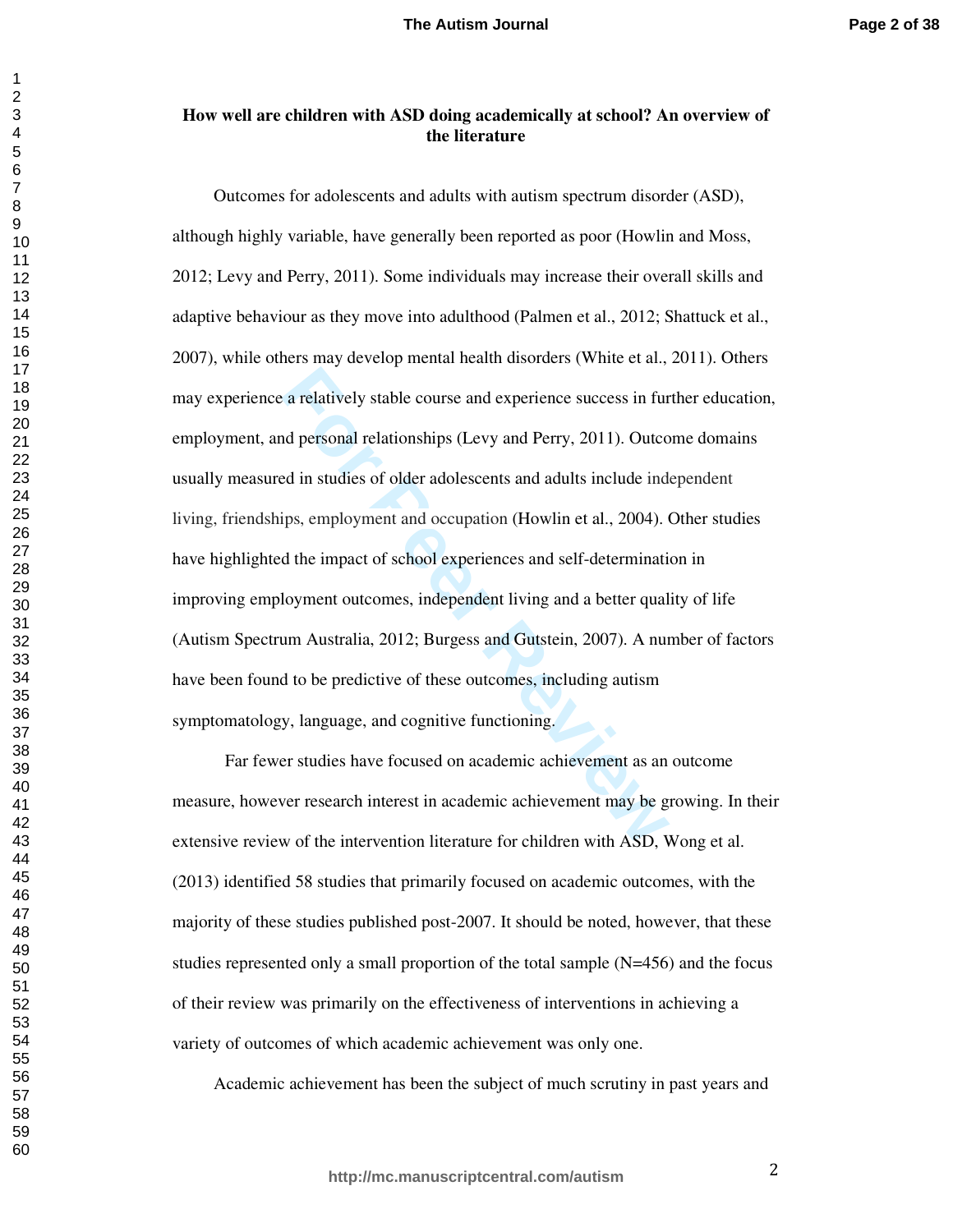## How well are children with ASD doing academically at school? An overview of the literature

Outcomes for adolescents and adults with autism spectrum disorder (ASD), although highly variable, have generally been reported as poor (Howlin and Moss, 2012; Levy and Perry, 2011). Some individuals may increase their overall skills and adaptive behaviour as they move into adulthood (Palmen et al., 2012; Shattuck et al., 2007), while others may develop mental health disorders (White et al., 2011). Others may experience a relatively stable course and experience success in further education, employment, and personal relationships (Levy and Perry, 2011). Outcome domains usually measured in studies of older adolescents and adults include independent living, friendships, employment and occupation (Howlin et al., 2004). Other studies have highlighted the impact of school experiences and self-determination in improving employment outcomes, independent living and a better quality of life (Autism Spectrum Australia, 2012; Burgess and Gutstein, 2007). A number of factors have been found to be predictive of these outcomes, including autism symptomatology, language, and cognitive functioning.

Far fewer studies have focused on academic achievement as an outcome measure, however research interest in academic achievement may be growing. In their extensive review of the intervention literature for children with ASD, Wong et al. (2013) identified 58 studies that primarily focused on academic outcomes, with the majority of these studies published post-2007. It should be noted, however, that these studies represented only a small proportion of the total sample (N=456) and the focus of their review was primarily on the effectiveness of interventions in achieving a variety of outcomes of which academic achievement was only one.

Academic achievement has been the subject of much scrutiny in past years and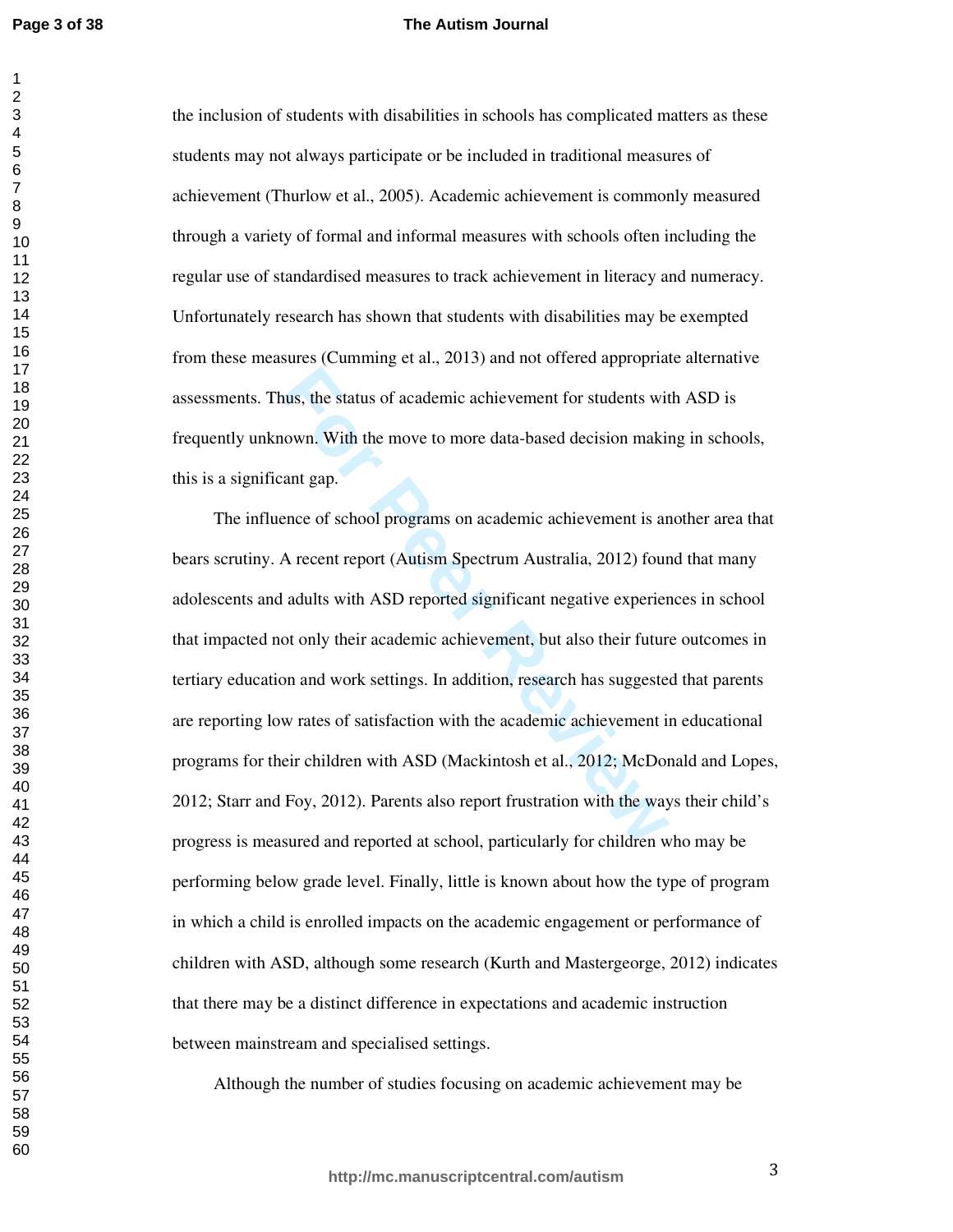the inclusion of students with disabilities in schools has complicated matters as these students may not always participate or be included in traditional measures of achievement (Thurlow et al., 2005). Academic achievement is commonly measured through a variety of formal and informal measures with schools often including the regular use of standardised measures to track achievement in literacy and numeracy. Unfortunately research has shown that students with disabilities may be exempted from these measures (Cumming et al., 2013) and not offered appropriate alternative assessments. Thus, the status of academic achievement for students with ASD is frequently unknown. With the move to more data-based decision making in schools, this is a significant gap.

The influence of school programs on academic achievement is another area that bears scrutiny. A recent report (Autism Spectrum Australia, 2012) found that many adolescents and adults with ASD reported significant negative experiences in school that impacted not only their academic achievement, but also their future outcomes in tertiary education and work settings. In addition, research has suggested that parents are reporting low rates of satisfaction with the academic achievement in educational programs for their children with ASD (Mackintosh et al., 2012; McDonald and Lopes, 2012; Starr and Foy, 2012). Parents also report frustration with the ways their child's progress is measured and reported at school, particularly for children who may be performing below grade level. Finally, little is known about how the type of program in which a child is enrolled impacts on the academic engagement or performance of children with ASD, although some research (Kurth and Mastergeorge, 2012) indicates that there may be a distinct difference in expectations and academic instruction between mainstream and specialised settings.

Although the number of studies focusing on academic achievement may be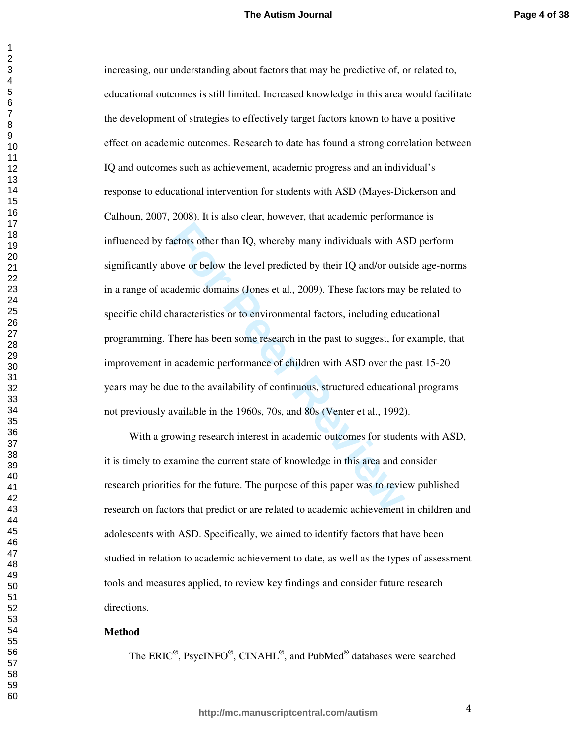increasing, our understanding about factors that may be predictive of, or related to, educational outcomes is still limited. Increased knowledge in this area would facilitate the development of strategies to effectively target factors known to have a positive effect on academic outcomes. Research to date has found a strong correlation between IQ and outcomes such as achievement, academic progress and an individual's response to educational intervention for students with ASD (Mayes-Dickerson and Calhoun, 2007, 2008). It is also clear, however, that academic performance is influenced by factors other than IQ, whereby many individuals with ASD perform significantly above or below the level predicted by their IQ and/or outside age-norms in a range of academic domains (Jones et al., 2009). These factors may be related to specific child characteristics or to environmental factors, including educational programming. There has been some research in the past to suggest, for example, that improvement in academic performance of children with ASD over the past 15-20 years may be due to the availability of continuous, structured educational programs not previously available in the 1960s, 70s, and 80s (Venter et al., 1992).

With a growing research interest in academic outcomes for students with ASD, it is timely to examine the current state of knowledge in this area and consider research priorities for the future. The purpose of this paper was to review published research on factors that predict or are related to academic achievement in children and adolescents with ASD. Specifically, we aimed to identify factors that have been studied in relation to academic achievement to date, as well as the types of assessment tools and measures applied, to review key findings and consider future research directions.

**Method**

The ERIC®, PsycINFO®, CINAHL®, and PubMed® databases were searched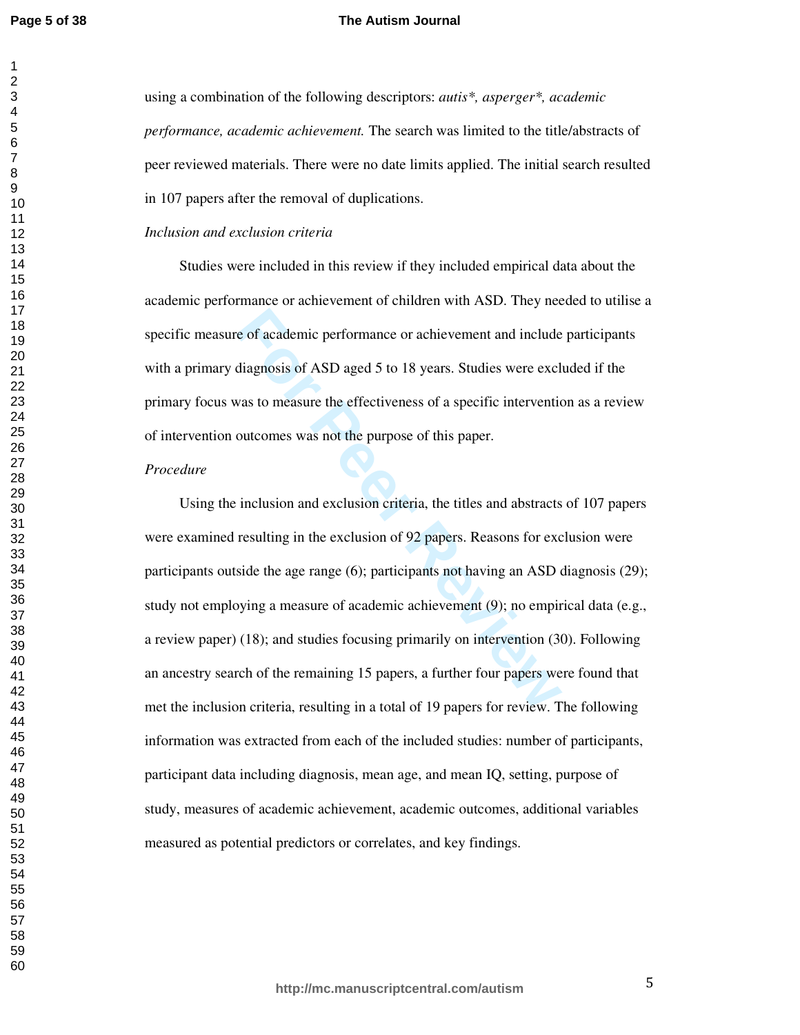using a combination of the following descriptors: *autis*, asperger*, academic performance, academic achievement.* The search was limited to the title/abstracts of peer reviewed materials. There were no date limits applied. The initial search resulted in 107 papers after the removal of duplications.

*Inclusion and exclusion criteria*

Studies were included in this review if they included empirical data about the academic performance or achievement of children with ASD. They needed to utilise a specific measure of academic performance or achievement and include participants with a primary diagnosis of ASD aged 5 to 18 years. Studies were excluded if the primary focus was to measure the effectiveness of a specific intervention as a review of intervention outcomes was not the purpose of this paper.

*Procedure*

Using the inclusion and exclusion criteria, the titles and abstracts of 107 papers were examined resulting in the exclusion of 92 papers. Reasons for exclusion were participants outside the age range (6); participants not having an ASD diagnosis (29); study not employing a measure of academic achievement (9); no empirical data (e.g., a review paper) (18); and studies focusing primarily on intervention (30). Following an ancestry search of the remaining 15 papers, a further four papers were found that met the inclusion criteria, resulting in a total of 19 papers for review. The following information was extracted from each of the included studies: number of participants, participant data including diagnosis, mean age, and mean IQ, setting, purpose of study, measures of academic achievement, academic outcomes, additional variables measured as potential predictors or correlates, and key findings.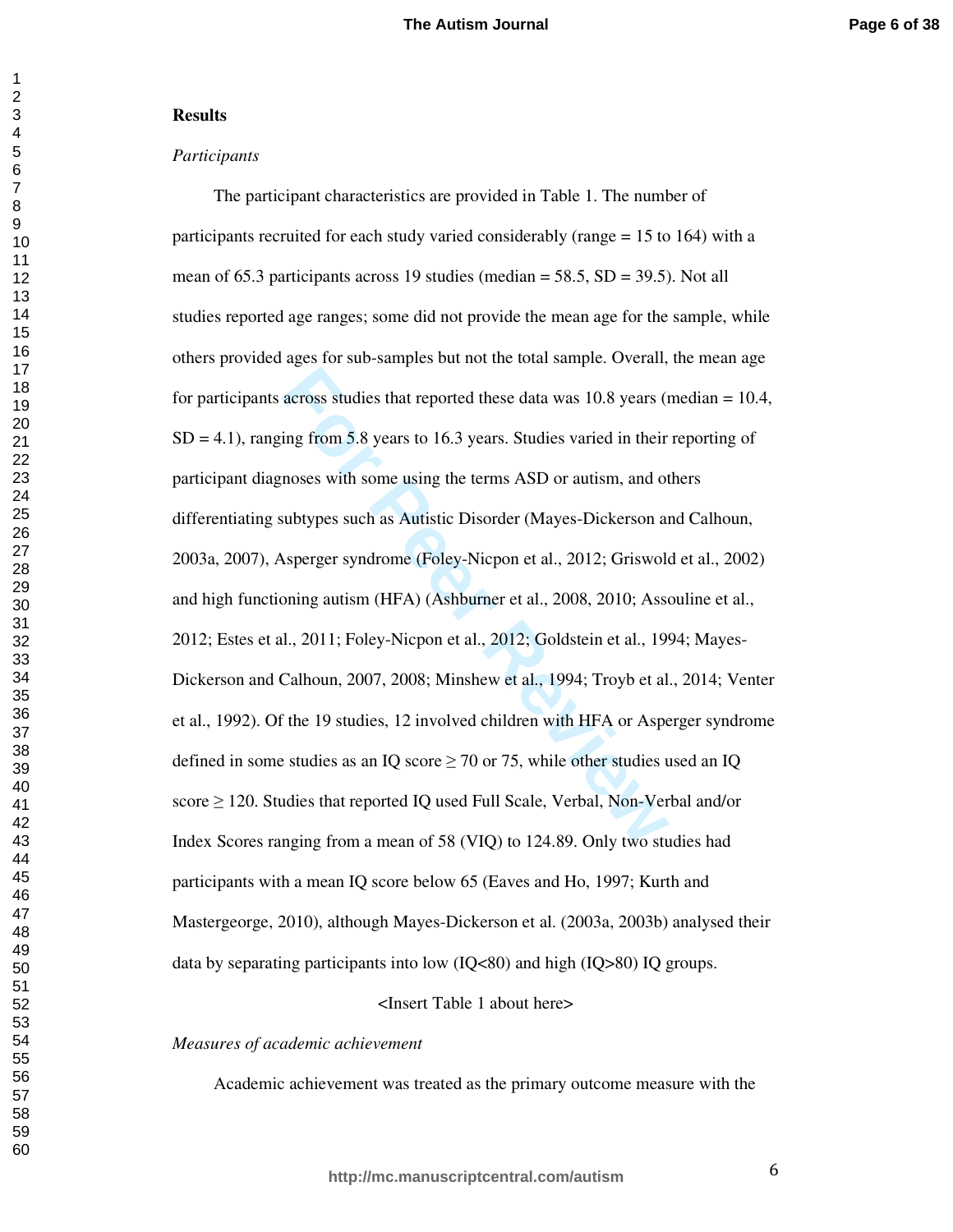## Results

*Participants*

The participant characteristics are provided in Table 1. The number of participants recruited for each study varied considerably (range = 15 to 164) with a mean of 65.3 participants across 19 studies (median = 58.5, SD = 39.5). Not all studies reported age ranges; some did not provide the mean age for the sample, while others provided ages for sub-samples but not the total sample. Overall, the mean age for participants across studies that reported these data was 10.8 years (median = 10.4, SD = 4.1), ranging from 5.8 years to 16.3 years. Studies varied in their reporting of participant diagnoses with some using the terms ASD or autism, and others differentiating subtypes such as Autistic Disorder (Mayes-Dickerson and Calhoun, 2003a, 2007), Asperger syndrome (Foley-Nicpon et al., 2012; Griswold et al., 2002) and high functioning autism (HFA) (Ashburner et al., 2008, 2010; Assouline et al., 2012; Estes et al., 2011; Foley-Nicpon et al., 2012; Goldstein et al., 1994; Mayes-Dickerson and Calhoun, 2007, 2008; Minshew et al., 1994; Troyb et al., 2014; Venter et al., 1992). Of the 19 studies, 12 involved children with HFA or Asperger syndrome defined in some studies as an IQ score ≥ 70 or 75, while other studies used an IQ score ≥ 120. Studies that reported IQ used Full Scale, Verbal, Non-Verbal and/or Index Scores ranging from a mean of 58 (VIQ) to 124.89. Only two studies had participants with a mean IQ score below 65 (Eaves and Ho, 1997; Kurth and Mastergeorge, 2010), although Mayes-Dickerson et al. (2003a, 2003b) analysed their data by separating participants into low (IQ<80) and high (IQ>80) IQ groups.

<Insert Table 1 about here>

*Measures of academic achievement*

Academic achievement was treated as the primary outcome measure with the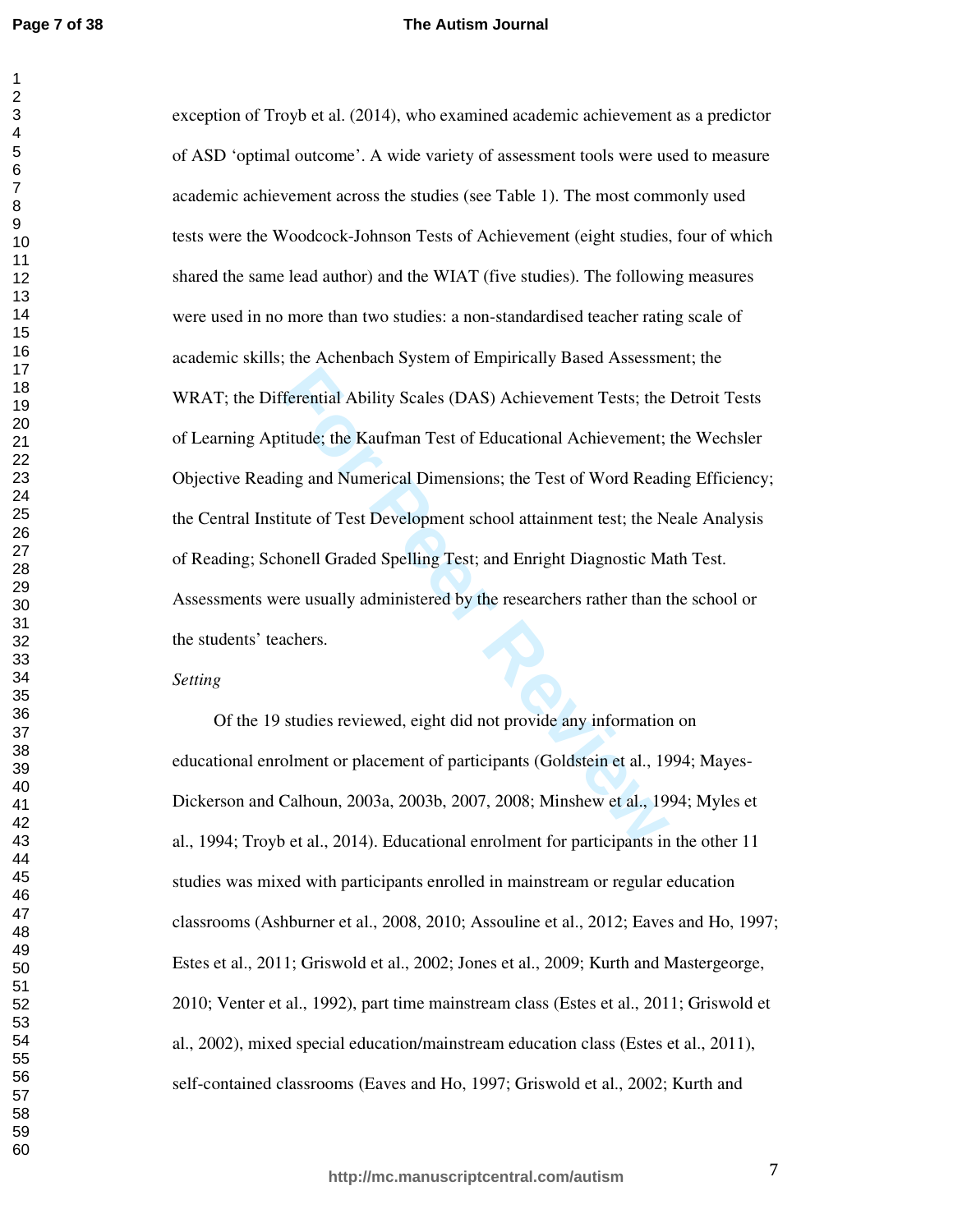exception of Troyb et al. (2014), who examined academic achievement as a predictor of ASD 'optimal outcome'. A wide variety of assessment tools were used to measure academic achievement across the studies (see Table 1). The most commonly used tests were the Woodcock-Johnson Tests of Achievement (eight studies, four of which shared the same lead author) and the WIAT (five studies). The following measures were used in no more than two studies: a non-standardised teacher rating scale of academic skills; the Achenbach System of Empirically Based Assessment; the WRAT; the Differential Ability Scales (DAS) Achievement Tests; the Detroit Tests of Learning Aptitude; the Kaufman Test of Educational Achievement; the Wechsler Objective Reading and Numerical Dimensions; the Test of Word Reading Efficiency; the Central Institute of Test Development school attainment test; the Neale Analysis of Reading; Schonell Graded Spelling Test; and Enright Diagnostic Math Test. Assessments were usually administered by the researchers rather than the school or the students' teachers.

*Setting*

Of the 19 studies reviewed, eight did not provide any information on educational enrolment or placement of participants (Goldstein et al., 1994; Mayes-Dickerson and Calhoun, 2003a, 2003b, 2007, 2008; Minshew et al., 1994; Myles et al., 1994; Troyb et al., 2014). Educational enrolment for participants in the other 11 studies was mixed with participants enrolled in mainstream or regular education classrooms (Ashburner et al., 2008, 2010; Assouline et al., 2012; Eaves and Ho, 1997; Estes et al., 2011; Griswold et al., 2002; Jones et al., 2009; Kurth and Mastergeorge, 2010; Venter et al., 1992), part time mainstream class (Estes et al., 2011; Griswold et al., 2002), mixed special education/mainstream education class (Estes et al., 2011), self-contained classrooms (Eaves and Ho, 1997; Griswold et al., 2002; Kurth and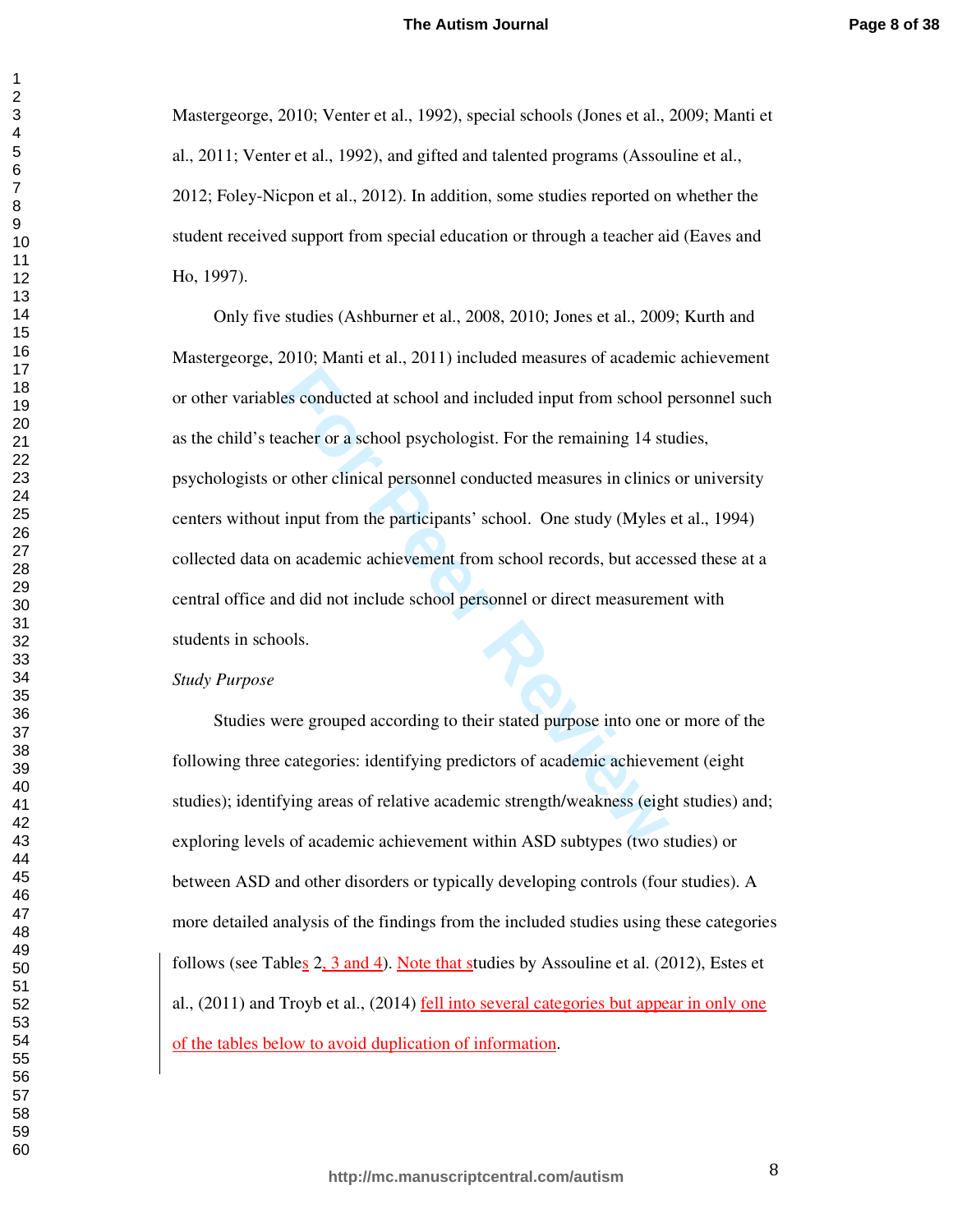Mastergeorge, 2010; Venter et al., 1992), special schools (Jones et al., 2009; Manti et al., 2011; Venter et al., 1992), and gifted and talented programs (Assouline et al., 2012; Foley-Nicpon et al., 2012). In addition, some studies reported on whether the student received support from special education or through a teacher aid (Eaves and Ho, 1997).

Only five studies (Ashburner et al., 2008, 2010; Jones et al., 2009; Kurth and Mastergeorge, 2010; Manti et al., 2011) included measures of academic achievement or other variables conducted at school and included input from school personnel such as the child's teacher or a school psychologist. For the remaining 14 studies, psychologists or other clinical personnel conducted measures in clinics or university centers without input from the participants' school. One study (Myles et al., 1994) collected data on academic achievement from school records, but accessed these at a central office and did not include school personnel or direct measurement with students in schools.

*Study Purpose*

Studies were grouped according to their stated purpose into one or more of the following three categories: identifying predictors of academic achievement (eight studies); identifying areas of relative academic strength/weakness (eight studies) and; exploring levels of academic achievement within ASD subtypes (two studies) or between ASD and other disorders or typically developing controls (four studies). A more detailed analysis of the findings from the included studies using these categories follows (see Tables 2, 3 and 4). Note that studies by Assouline et al. (2012), Estes et al., (2011) and Troyb et al., (2014) fell into several categories but appear in only one of the tables below to avoid duplication of information.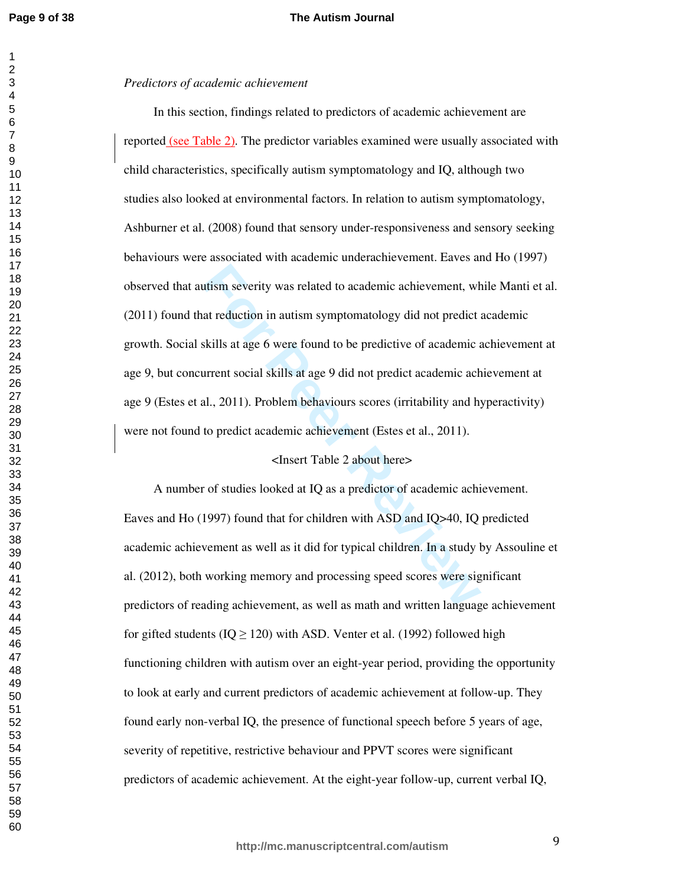*Predictors of academic achievement*

In this section, findings related to predictors of academic achievement are reported (see Table 2). The predictor variables examined were usually associated with child characteristics, specifically autism symptomatology and IQ, although two studies also looked at environmental factors. In relation to autism symptomatology, Ashburner et al. (2008) found that sensory under-responsiveness and sensory seeking behaviours were associated with academic underachievement. Eaves and Ho (1997) observed that autism severity was related to academic achievement, while Manti et al. (2011) found that reduction in autism symptomatology did not predict academic growth. Social skills at age 6 were found to be predictive of academic achievement at age 9, but concurrent social skills at age 9 did not predict academic achievement at age 9 (Estes et al., 2011). Problem behaviours scores (irritability and hyperactivity) were not found to predict academic achievement (Estes et al., 2011).

<Insert Table 2 about here>

A number of studies looked at IQ as a predictor of academic achievement. Eaves and Ho (1997) found that for children with ASD and IQ>40, IQ predicted academic achievement as well as it did for typical children. In a study by Assouline et al. (2012), both working memory and processing speed scores were significant predictors of reading achievement, as well as math and written language achievement for gifted students (IQ ≥ 120) with ASD. Venter et al. (1992) followed high functioning children with autism over an eight-year period, providing the opportunity to look at early and current predictors of academic achievement at follow-up. They found early non-verbal IQ, the presence of functional speech before 5 years of age, severity of repetitive, restrictive behaviour and PPVT scores were significant predictors of academic achievement. At the eight-year follow-up, current verbal IQ,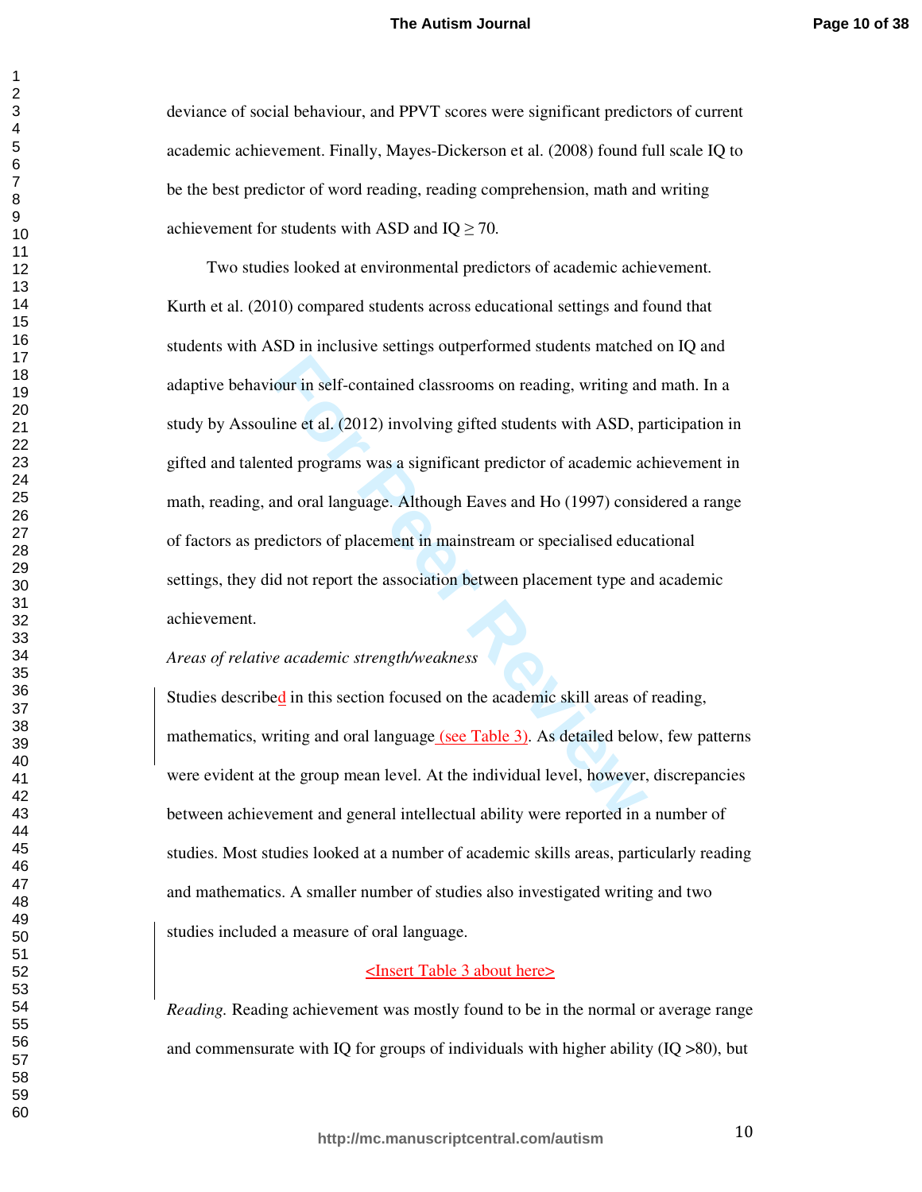deviance of social behaviour, and PPVT scores were significant predictors of current academic achievement. Finally, Mayes-Dickerson et al. (2008) found full scale IQ to be the best predictor of word reading, reading comprehension, math and writing achievement for students with ASD and IQ ≥ 70.

Two studies looked at environmental predictors of academic achievement. Kurth et al. (2010) compared students across educational settings and found that students with ASD in inclusive settings outperformed students matched on IQ and adaptive behaviour in self-contained classrooms on reading, writing and math. In a study by Assouline et al. (2012) involving gifted students with ASD, participation in gifted and talented programs was a significant predictor of academic achievement in math, reading, and oral language. Although Eaves and Ho (1997) considered a range of factors as predictors of placement in mainstream or specialised educational settings, they did not report the association between placement type and academic achievement.

*Areas of relative academic strength/weakness*

Studies described in this section focused on the academic skill areas of reading, mathematics, writing and oral language (see Table 3). As detailed below, few patterns were evident at the group mean level. At the individual level, however, discrepancies between achievement and general intellectual ability were reported in a number of studies. Most studies looked at a number of academic skills areas, particularly reading and mathematics. A smaller number of studies also investigated writing and two studies included a measure of oral language.

<Insert Table 3 about here>

*Reading.* Reading achievement was mostly found to be in the normal or average range and commensurate with IQ for groups of individuals with higher ability (IQ >80), but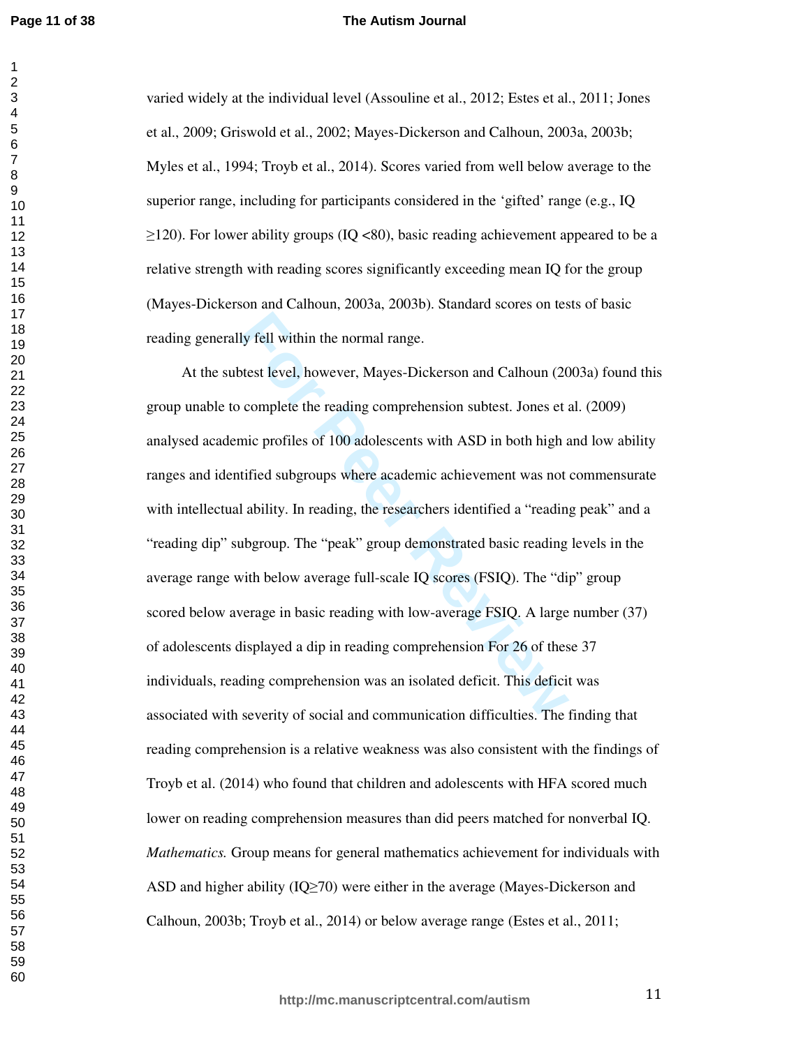varied widely at the individual level (Assouline et al., 2012; Estes et al., 2011; Jones et al., 2009; Griswold et al., 2002; Mayes-Dickerson and Calhoun, 2003a, 2003b; Myles et al., 1994; Troyb et al., 2014). Scores varied from well below average to the superior range, including for participants considered in the 'gifted' range (e.g., IQ ≥120). For lower ability groups (IQ <80), basic reading achievement appeared to be a relative strength with reading scores significantly exceeding mean IQ for the group (Mayes-Dickerson and Calhoun, 2003a, 2003b). Standard scores on tests of basic reading generally fell within the normal range.

At the subtest level, however, Mayes-Dickerson and Calhoun (2003a) found this group unable to complete the reading comprehension subtest. Jones et al. (2009) analysed academic profiles of 100 adolescents with ASD in both high and low ability ranges and identified subgroups where academic achievement was not commensurate with intellectual ability. In reading, the researchers identified a "reading peak" and a "reading dip" subgroup. The "peak" group demonstrated basic reading levels in the average range with below average full-scale IQ scores (FSIQ). The "dip" group scored below average in basic reading with low-average FSIQ. A large number (37) of adolescents displayed a dip in reading comprehension For 26 of these 37 individuals, reading comprehension was an isolated deficit. This deficit was associated with severity of social and communication difficulties. The finding that reading comprehension is a relative weakness was also consistent with the findings of Troyb et al. (2014) who found that children and adolescents with HFA scored much lower on reading comprehension measures than did peers matched for nonverbal IQ.

*Mathematics.* Group means for general mathematics achievement for individuals with ASD and higher ability (IQ≥70) were either in the average (Mayes-Dickerson and Calhoun, 2003b; Troyb et al., 2014) or below average range (Estes et al., 2011;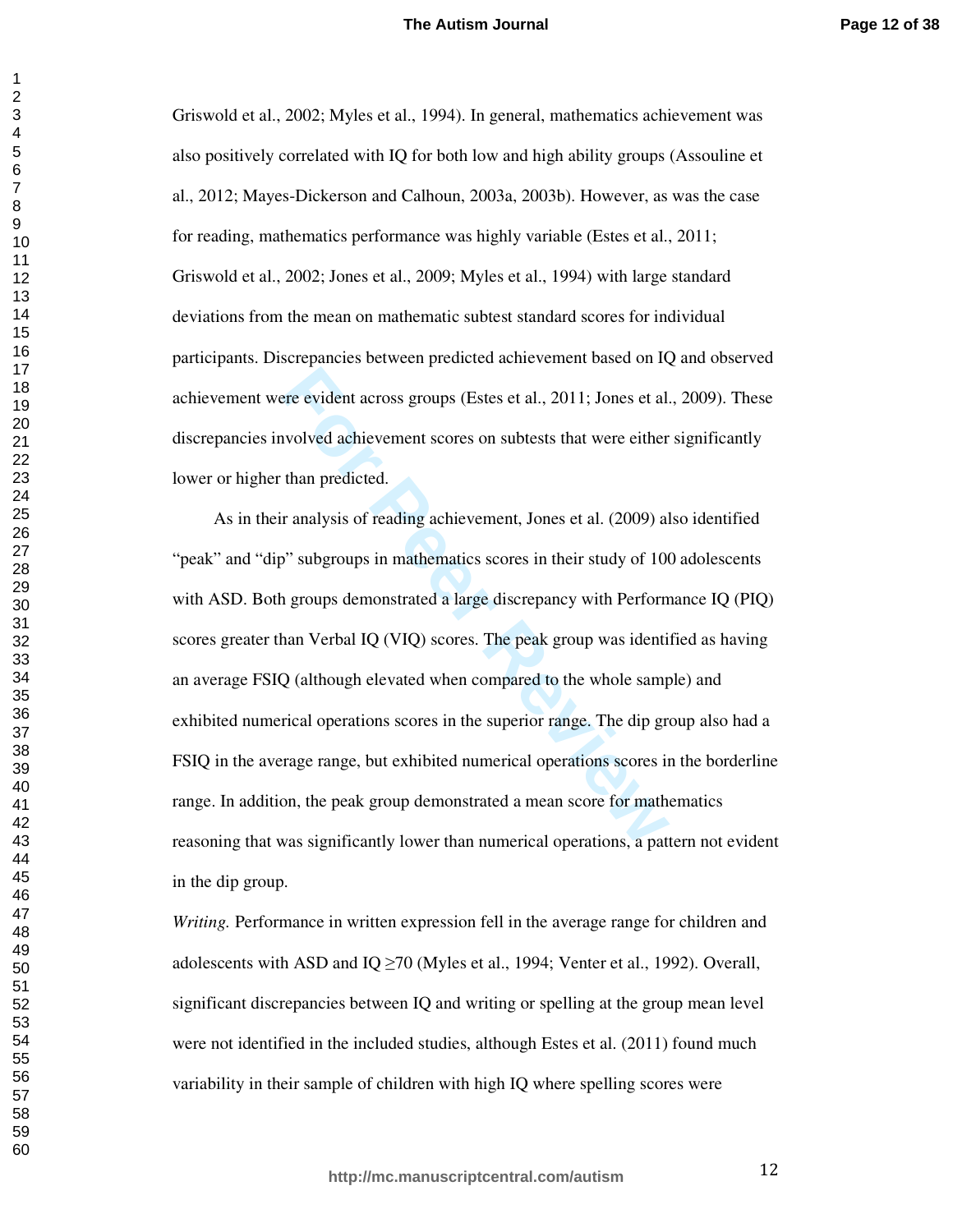Griswold et al., 2002; Myles et al., 1994). In general, mathematics achievement was also positively correlated with IQ for both low and high ability groups (Assouline et al., 2012; Mayes-Dickerson and Calhoun, 2003a, 2003b). However, as was the case for reading, mathematics performance was highly variable (Estes et al., 2011; Griswold et al., 2002; Jones et al., 2009; Myles et al., 1994) with large standard deviations from the mean on mathematic subtest standard scores for individual participants. Discrepancies between predicted achievement based on IQ and observed achievement were evident across groups (Estes et al., 2011; Jones et al., 2009). These discrepancies involved achievement scores on subtests that were either significantly lower or higher than predicted.

As in their analysis of reading achievement, Jones et al. (2009) also identified "peak" and "dip" subgroups in mathematics scores in their study of 100 adolescents with ASD. Both groups demonstrated a large discrepancy with Performance IQ (PIQ) scores greater than Verbal IQ (VIQ) scores. The peak group was identified as having an average FSIQ (although elevated when compared to the whole sample) and exhibited numerical operations scores in the superior range. The dip group also had a FSIQ in the average range, but exhibited numerical operations scores in the borderline range. In addition, the peak group demonstrated a mean score for mathematics reasoning that was significantly lower than numerical operations, a pattern not evident in the dip group.

*Writing.* Performance in written expression fell in the average range for children and adolescents with ASD and IQ $\geq$70 (Myles et al., 1994; Venter et al., 1992). Overall, significant discrepancies between IQ and writing or spelling at the group mean level were not identified in the included studies, although Estes et al. (2011) found much variability in their sample of children with high IQ where spelling scores were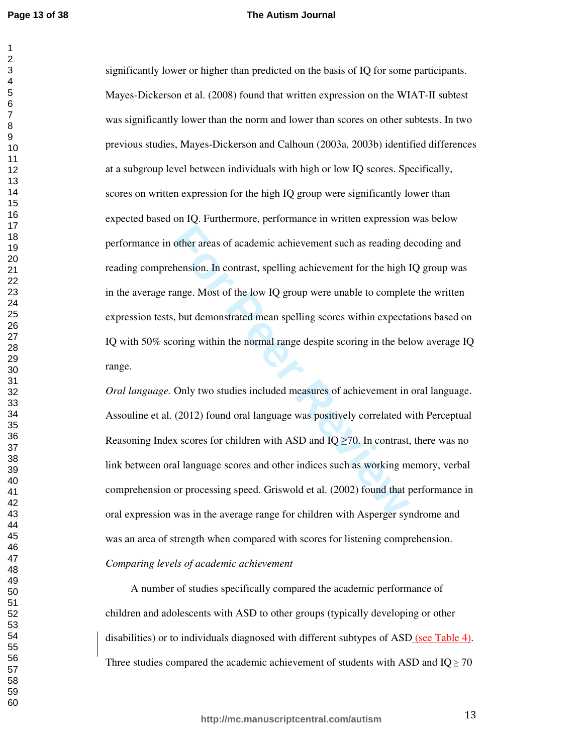significantly lower or higher than predicted on the basis of IQ for some participants. Mayes-Dickerson et al. (2008) found that written expression on the WIAT-II subtest was significantly lower than the norm and lower than scores on other subtests. In two previous studies, Mayes-Dickerson and Calhoun (2003a, 2003b) identified differences at a subgroup level between individuals with high or low IQ scores. Specifically, scores on written expression for the high IQ group were significantly lower than expected based on IQ. Furthermore, performance in written expression was below performance in other areas of academic achievement such as reading decoding and reading comprehension. In contrast, spelling achievement for the high IQ group was in the average range. Most of the low IQ group were unable to complete the written expression tests, but demonstrated mean spelling scores within expectations based on IQ with 50% scoring within the normal range despite scoring in the below average IQ range.

*Oral language.* Only two studies included measures of achievement in oral language. Assouline et al. (2012) found oral language was positively correlated with Perceptual Reasoning Index scores for children with ASD and IQ ≥70. In contrast, there was no link between oral language scores and other indices such as working memory, verbal comprehension or processing speed. Griswold et al. (2002) found that performance in oral expression was in the average range for children with Asperger syndrome and was an area of strength when compared with scores for listening comprehension.

*Comparing levels of academic achievement*

A number of studies specifically compared the academic performance of children and adolescents with ASD to other groups (typically developing or other disabilities) or to individuals diagnosed with different subtypes of ASD (see Table 4). Three studies compared the academic achievement of students with ASD and IQ ≥ 70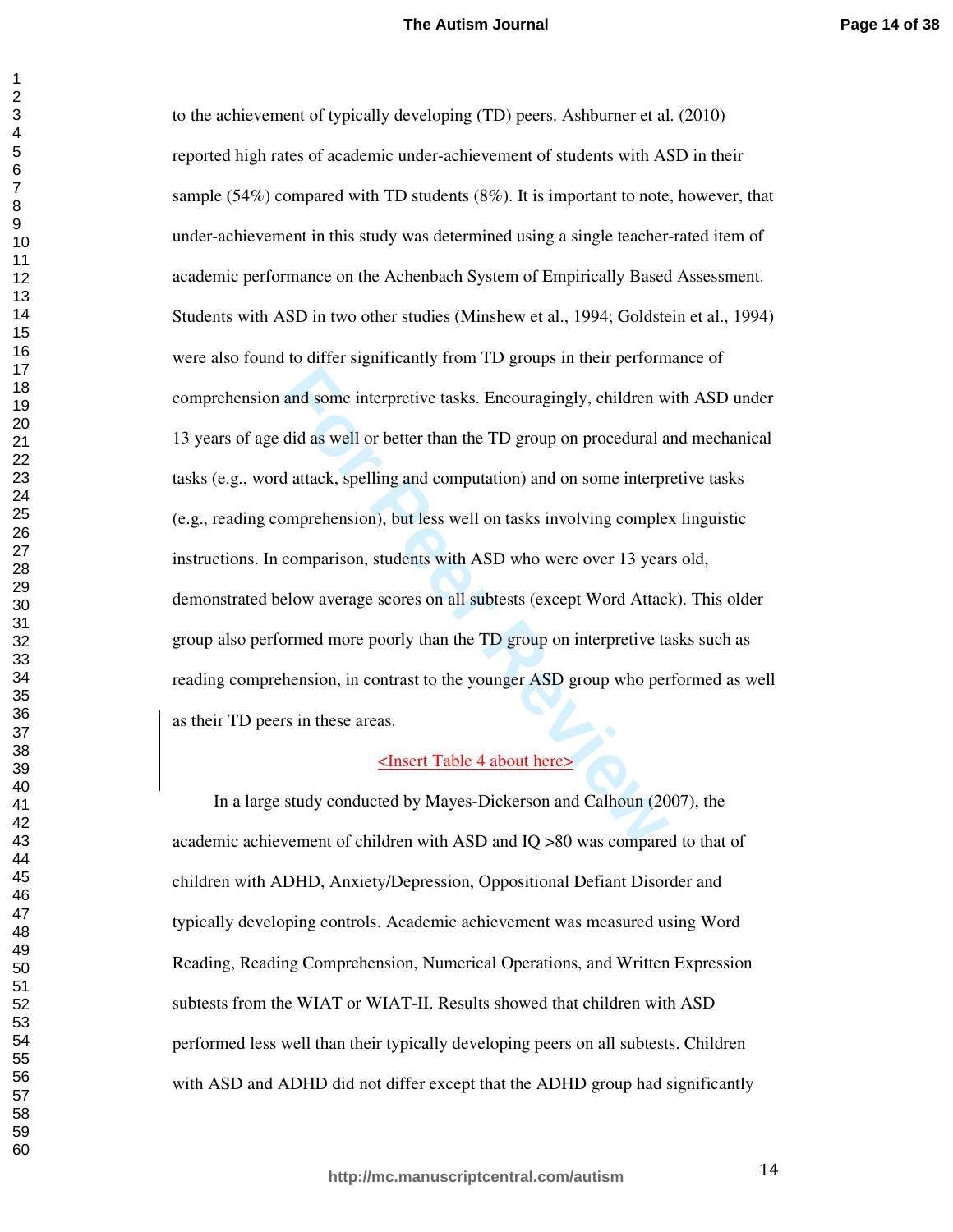to the achievement of typically developing (TD) peers. Ashburner et al. (2010) reported high rates of academic under-achievement of students with ASD in their sample (54%) compared with TD students (8%). It is important to note, however, that under-achievement in this study was determined using a single teacher-rated item of academic performance on the Achenbach System of Empirically Based Assessment. Students with ASD in two other studies (Minshew et al., 1994; Goldstein et al., 1994) were also found to differ significantly from TD groups in their performance of comprehension and some interpretive tasks. Encouragingly, children with ASD under 13 years of age did as well or better than the TD group on procedural and mechanical tasks (e.g., word attack, spelling and computation) and on some interpretive tasks (e.g., reading comprehension), but less well on tasks involving complex linguistic instructions. In comparison, students with ASD who were over 13 years old, demonstrated below average scores on all subtests (except Word Attack). This older group also performed more poorly than the TD group on interpretive tasks such as reading comprehension, in contrast to the younger ASD group who performed as well as their TD peers in these areas.

<Insert Table 4 about here>

In a large study conducted by Mayes-Dickerson and Calhoun (2007), the academic achievement of children with ASD and IQ >80 was compared to that of children with ADHD, Anxiety/Depression, Oppositional Defiant Disorder and typically developing controls. Academic achievement was measured using Word Reading, Reading Comprehension, Numerical Operations, and Written Expression subtests from the WIAT or WIAT-II. Results showed that children with ASD performed less well than their typically developing peers on all subtests. Children with ASD and ADHD did not differ except that the ADHD group had significantly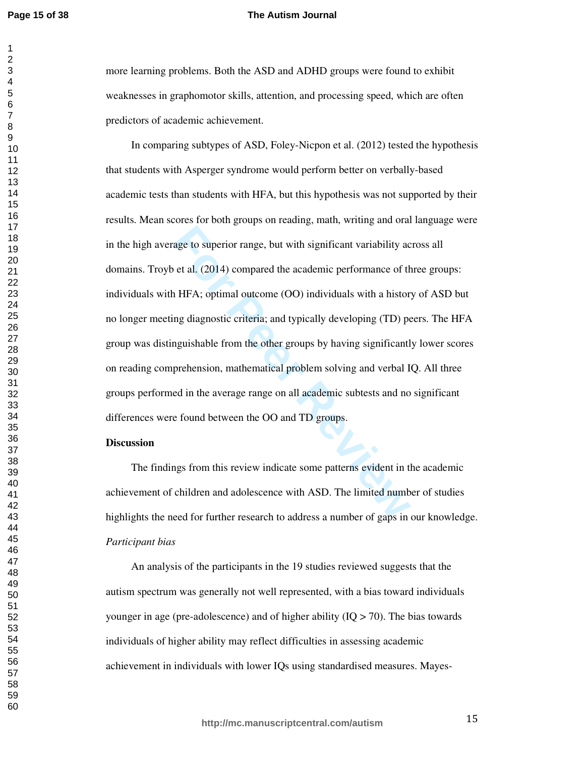more learning problems. Both the ASD and ADHD groups were found to exhibit weaknesses in graphomotor skills, attention, and processing speed, which are often predictors of academic achievement.

In comparing subtypes of ASD, Foley-Nicpon et al. (2012) tested the hypothesis that students with Asperger syndrome would perform better on verbally-based academic tests than students with HFA, but this hypothesis was not supported by their results. Mean scores for both groups on reading, math, writing and oral language were in the high average to superior range, but with significant variability across all domains. Troyb et al. (2014) compared the academic performance of three groups: individuals with HFA; optimal outcome (OO) individuals with a history of ASD but no longer meeting diagnostic criteria; and typically developing (TD) peers. The HFA group was distinguishable from the other groups by having significantly lower scores on reading comprehension, mathematical problem solving and verbal IQ. All three groups performed in the average range on all academic subtests and no significant differences were found between the OO and TD groups.

**Discussion**

The findings from this review indicate some patterns evident in the academic achievement of children and adolescence with ASD. The limited number of studies highlights the need for further research to address a number of gaps in our knowledge.

*Participant bias*

An analysis of the participants in the 19 studies reviewed suggests that the autism spectrum was generally not well represented, with a bias toward individuals younger in age (pre-adolescence) and of higher ability (IQ > 70). The bias towards individuals of higher ability may reflect difficulties in assessing academic achievement in individuals with lower IQs using standardised measures. Mayes-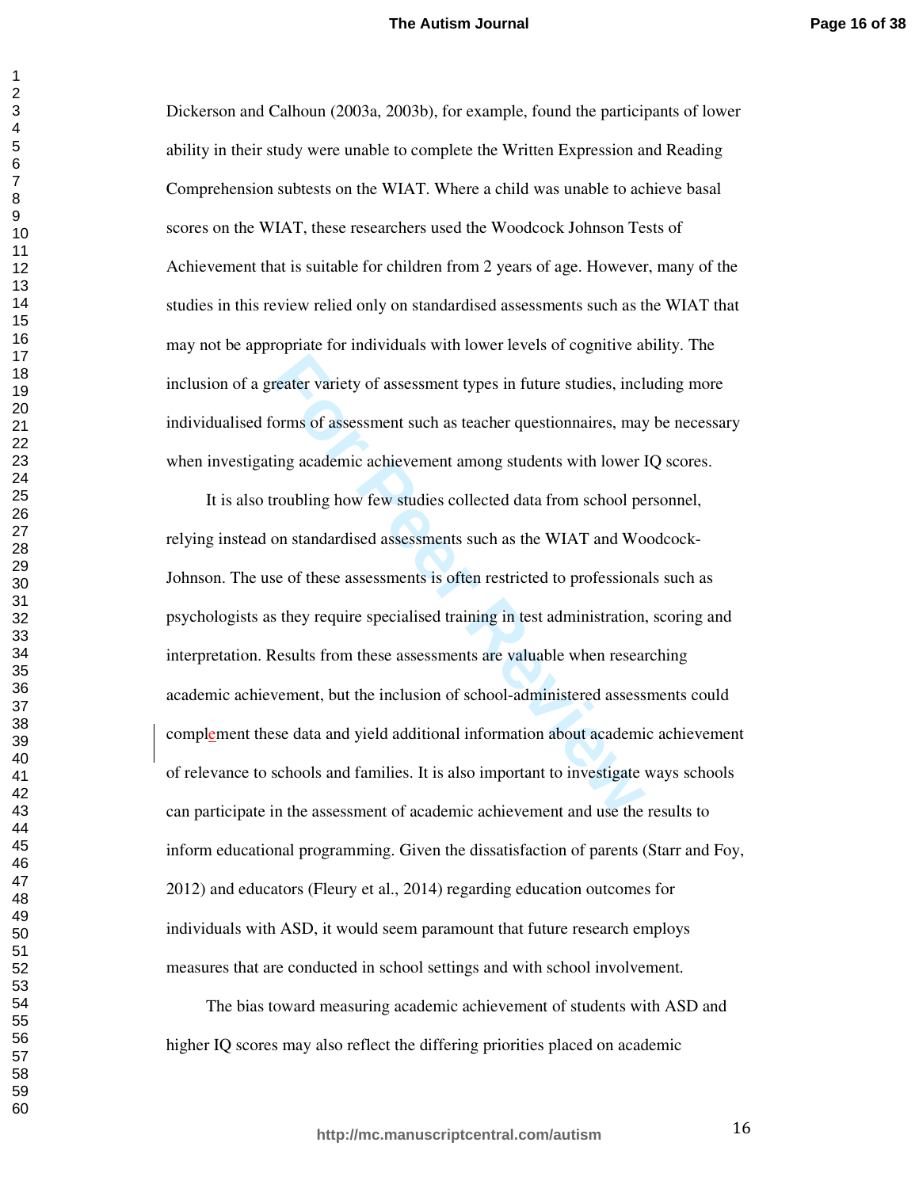Dickerson and Calhoun (2003a, 2003b), for example, found the participants of lower ability in their study were unable to complete the Written Expression and Reading Comprehension subtests on the WIAT. Where a child was unable to achieve basal scores on the WIAT, these researchers used the Woodcock Johnson Tests of Achievement that is suitable for children from 2 years of age. However, many of the studies in this review relied only on standardised assessments such as the WIAT that may not be appropriate for individuals with lower levels of cognitive ability. The inclusion of a greater variety of assessment types in future studies, including more individualised forms of assessment such as teacher questionnaires, may be necessary when investigating academic achievement among students with lower IQ scores.

It is also troubling how few studies collected data from school personnel, relying instead on standardised assessments such as the WIAT and Woodcock-Johnson. The use of these assessments is often restricted to professionals such as psychologists as they require specialised training in test administration, scoring and interpretation. Results from these assessments are valuable when researching academic achievement, but the inclusion of school-administered assessments could complement these data and yield additional information about academic achievement of relevance to schools and families. It is also important to investigate ways schools can participate in the assessment of academic achievement and use the results to inform educational programming. Given the dissatisfaction of parents (Starr and Foy, 2012) and educators (Fleury et al., 2014) regarding education outcomes for individuals with ASD, it would seem paramount that future research employs measures that are conducted in school settings and with school involvement.

The bias toward measuring academic achievement of students with ASD and higher IQ scores may also reflect the differing priorities placed on academic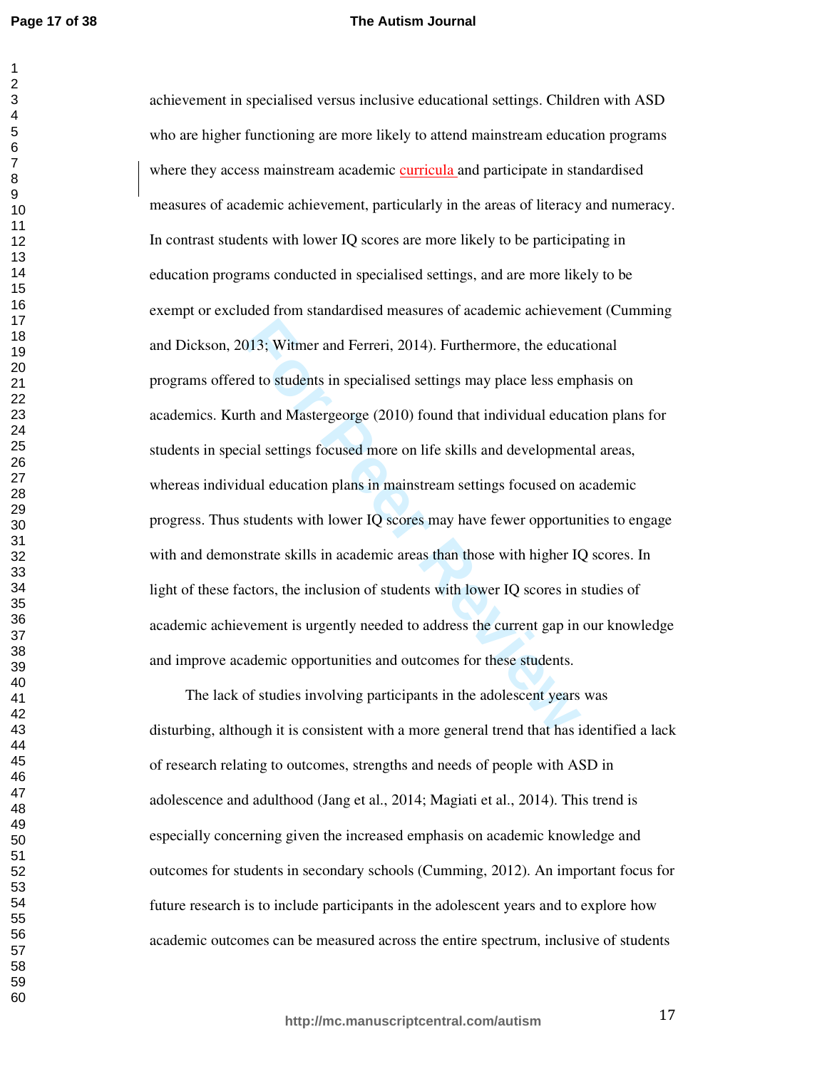achievement in specialised versus inclusive educational settings. Children with ASD who are higher functioning are more likely to attend mainstream education programs where they access mainstream academic curricula and participate in standardised measures of academic achievement, particularly in the areas of literacy and numeracy. In contrast students with lower IQ scores are more likely to be participating in education programs conducted in specialised settings, and are more likely to be exempt or excluded from standardised measures of academic achievement (Cumming and Dickson, 2013; Witmer and Ferreri, 2014). Furthermore, the educational programs offered to students in specialised settings may place less emphasis on academics. Kurth and Mastergeorge (2010) found that individual education plans for students in special settings focused more on life skills and developmental areas, whereas individual education plans in mainstream settings focused on academic progress. Thus students with lower IQ scores may have fewer opportunities to engage with and demonstrate skills in academic areas than those with higher IQ scores. In light of these factors, the inclusion of students with lower IQ scores in studies of academic achievement is urgently needed to address the current gap in our knowledge and improve academic opportunities and outcomes for these students.

The lack of studies involving participants in the adolescent years was disturbing, although it is consistent with a more general trend that has identified a lack of research relating to outcomes, strengths and needs of people with ASD in adolescence and adulthood (Jang et al., 2014; Magiati et al., 2014). This trend is especially concerning given the increased emphasis on academic knowledge and outcomes for students in secondary schools (Cumming, 2012). An important focus for future research is to include participants in the adolescent years and to explore how academic outcomes can be measured across the entire spectrum, inclusive of students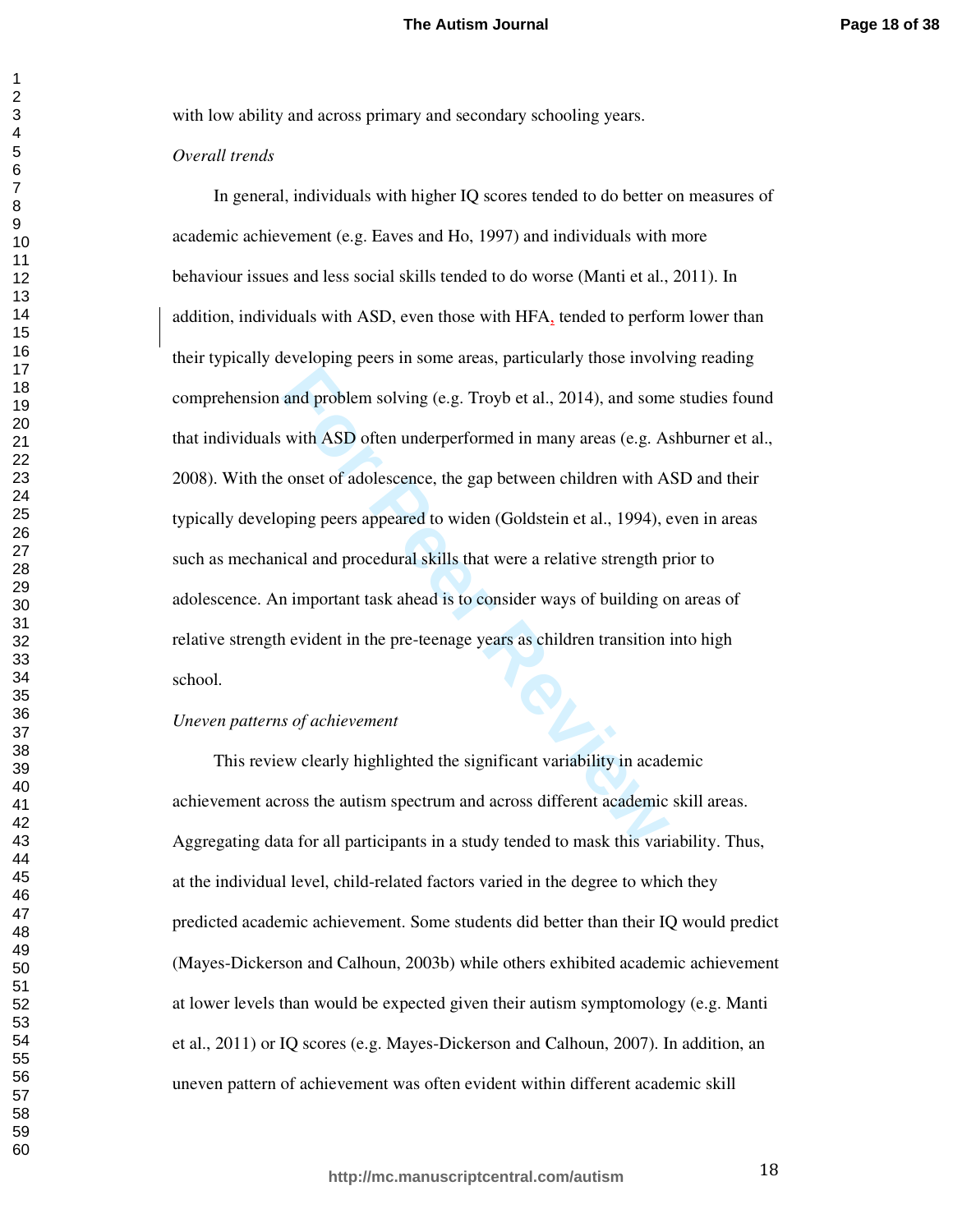with low ability and across primary and secondary schooling years.

*Overall trends*

In general, individuals with higher IQ scores tended to do better on measures of academic achievement (e.g. Eaves and Ho, 1997) and individuals with more behaviour issues and less social skills tended to do worse (Manti et al., 2011). In addition, individuals with ASD, even those with HFA, tended to perform lower than their typically developing peers in some areas, particularly those involving reading comprehension and problem solving (e.g. Troyb et al., 2014), and some studies found that individuals with ASD often underperformed in many areas (e.g. Ashburner et al., 2008). With the onset of adolescence, the gap between children with ASD and their typically developing peers appeared to widen (Goldstein et al., 1994), even in areas such as mechanical and procedural skills that were a relative strength prior to adolescence. An important task ahead is to consider ways of building on areas of relative strength evident in the pre-teenage years as children transition into high school.

*Uneven patterns of achievement*

This review clearly highlighted the significant variability in academic achievement across the autism spectrum and across different academic skill areas. Aggregating data for all participants in a study tended to mask this variability. Thus, at the individual level, child-related factors varied in the degree to which they predicted academic achievement. Some students did better than their IQ would predict (Mayes-Dickerson and Calhoun, 2003b) while others exhibited academic achievement at lower levels than would be expected given their autism symptomology (e.g. Manti et al., 2011) or IQ scores (e.g. Mayes-Dickerson and Calhoun, 2007). In addition, an uneven pattern of achievement was often evident within different academic skill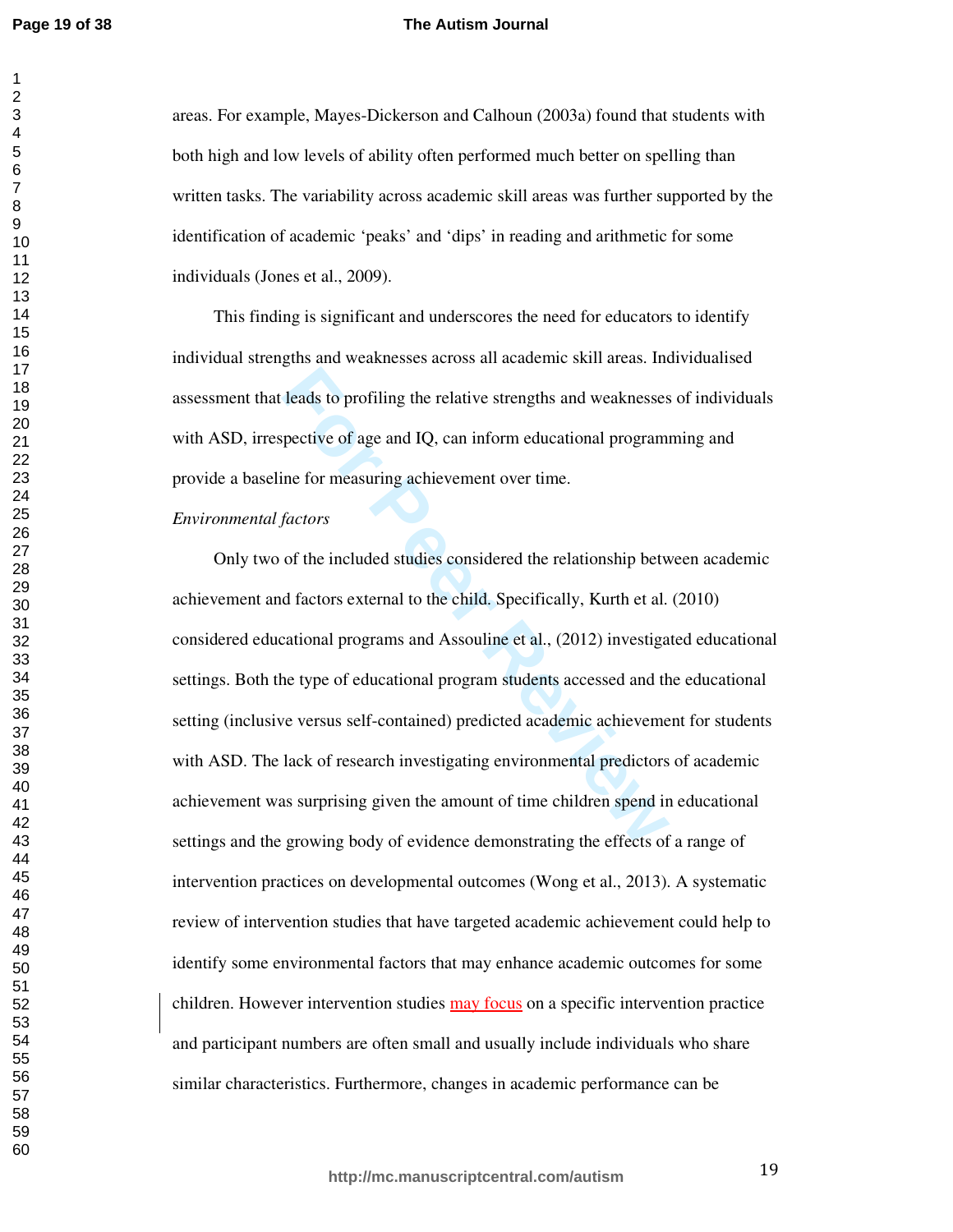areas. For example, Mayes-Dickerson and Calhoun (2003a) found that students with both high and low levels of ability often performed much better on spelling than written tasks. The variability across academic skill areas was further supported by the identification of academic 'peaks' and 'dips' in reading and arithmetic for some individuals (Jones et al., 2009).

This finding is significant and underscores the need for educators to identify individual strengths and weaknesses across all academic skill areas. Individualised assessment that leads to profiling the relative strengths and weaknesses of individuals with ASD, irrespective of age and IQ, can inform educational programming and provide a baseline for measuring achievement over time.

*Environmental factors*

Only two of the included studies considered the relationship between academic achievement and factors external to the child. Specifically, Kurth et al. (2010) considered educational programs and Assouline et al., (2012) investigated educational settings. Both the type of educational program students accessed and the educational setting (inclusive versus self-contained) predicted academic achievement for students with ASD. The lack of research investigating environmental predictors of academic achievement was surprising given the amount of time children spend in educational settings and the growing body of evidence demonstrating the effects of a range of intervention practices on developmental outcomes (Wong et al., 2013). A systematic review of intervention studies that have targeted academic achievement could help to identify some environmental factors that may enhance academic outcomes for some children. However intervention studies may focus on a specific intervention practice and participant numbers are often small and usually include individuals who share similar characteristics. Furthermore, changes in academic performance can be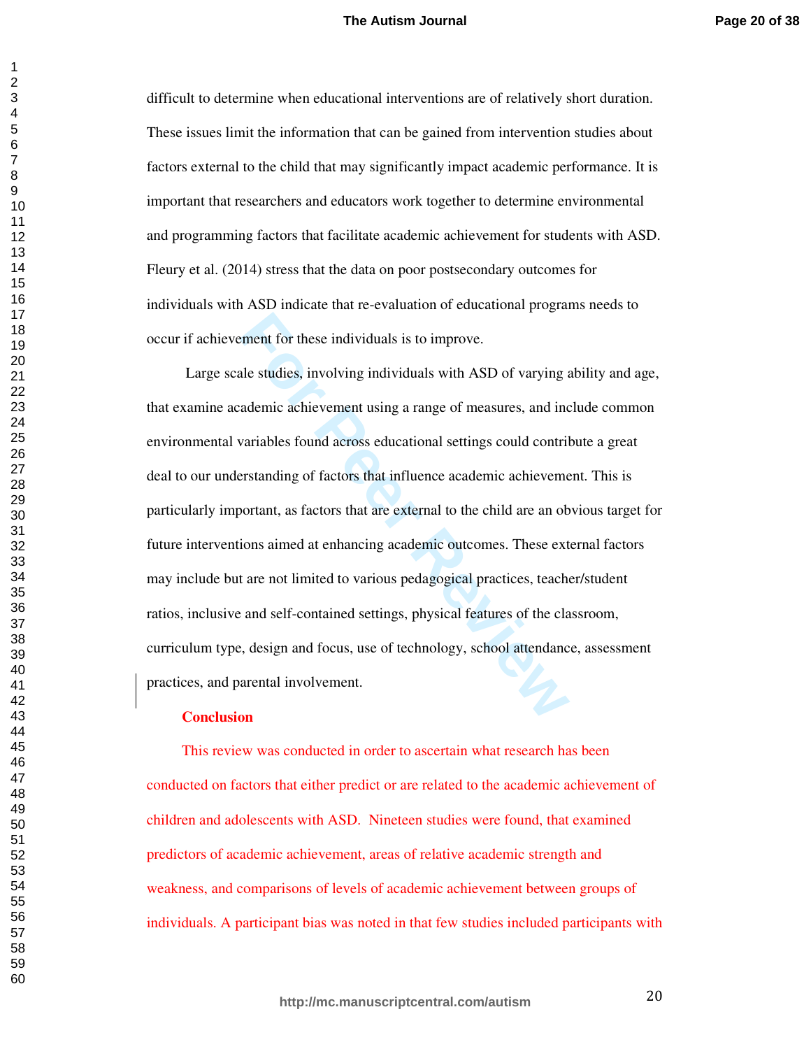difficult to determine when educational interventions are of relatively short duration. These issues limit the information that can be gained from intervention studies about factors external to the child that may significantly impact academic performance. It is important that researchers and educators work together to determine environmental and programming factors that facilitate academic achievement for students with ASD. Fleury et al. (2014) stress that the data on poor postsecondary outcomes for individuals with ASD indicate that re-evaluation of educational programs needs to occur if achievement for these individuals is to improve.

Large scale studies, involving individuals with ASD of varying ability and age, that examine academic achievement using a range of measures, and include common environmental variables found across educational settings could contribute a great deal to our understanding of factors that influence academic achievement. This is particularly important, as factors that are external to the child are an obvious target for future interventions aimed at enhancing academic outcomes. These external factors may include but are not limited to various pedagogical practices, teacher/student ratios, inclusive and self-contained settings, physical features of the classroom, curriculum type, design and focus, use of technology, school attendance, assessment practices, and parental involvement.

## Conclusion

This review was conducted in order to ascertain what research has been conducted on factors that either predict or are related to the academic achievement of children and adolescents with ASD. Nineteen studies were found, that examined predictors of academic achievement, areas of relative academic strength and weakness, and comparisons of levels of academic achievement between groups of individuals. A participant bias was noted in that few studies included participants with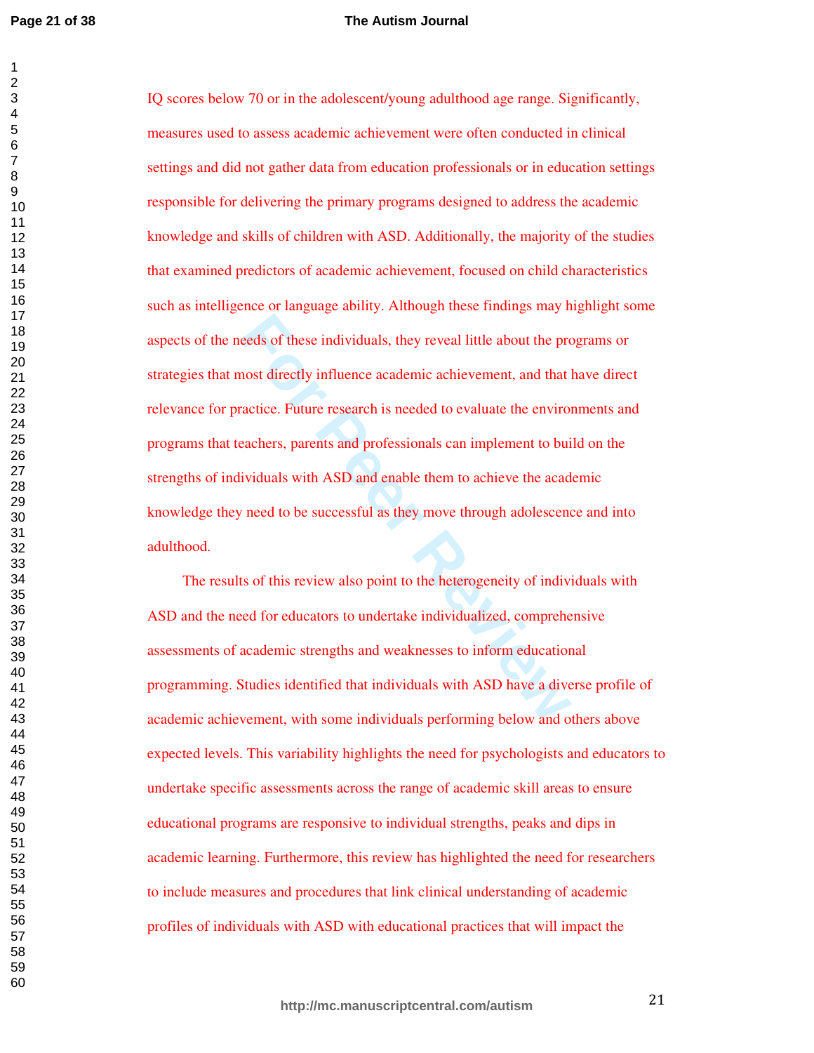IQ scores below 70 or in the adolescent/young adulthood age range. Significantly, measures used to assess academic achievement were often conducted in clinical settings and did not gather data from education professionals or in education settings responsible for delivering the primary programs designed to address the academic knowledge and skills of children with ASD. Additionally, the majority of the studies that examined predictors of academic achievement, focused on child characteristics such as intelligence or language ability. Although these findings may highlight some aspects of the needs of these individuals, they reveal little about the programs or strategies that most directly influence academic achievement, and that have direct relevance for practice. Future research is needed to evaluate the environments and programs that teachers, parents and professionals can implement to build on the strengths of individuals with ASD and enable them to achieve the academic knowledge they need to be successful as they move through adolescence and into adulthood.

The results of this review also point to the heterogeneity of individuals with ASD and the need for educators to undertake individualized, comprehensive assessments of academic strengths and weaknesses to inform educational programming. Studies identified that individuals with ASD have a diverse profile of academic achievement, with some individuals performing below and others above expected levels. This variability highlights the need for psychologists and educators to undertake specific assessments across the range of academic skill areas to ensure educational programs are responsive to individual strengths, peaks and dips in academic learning. Furthermore, this review has highlighted the need for researchers to include measures and procedures that link clinical understanding of academic profiles of individuals with ASD with educational practices that will impact the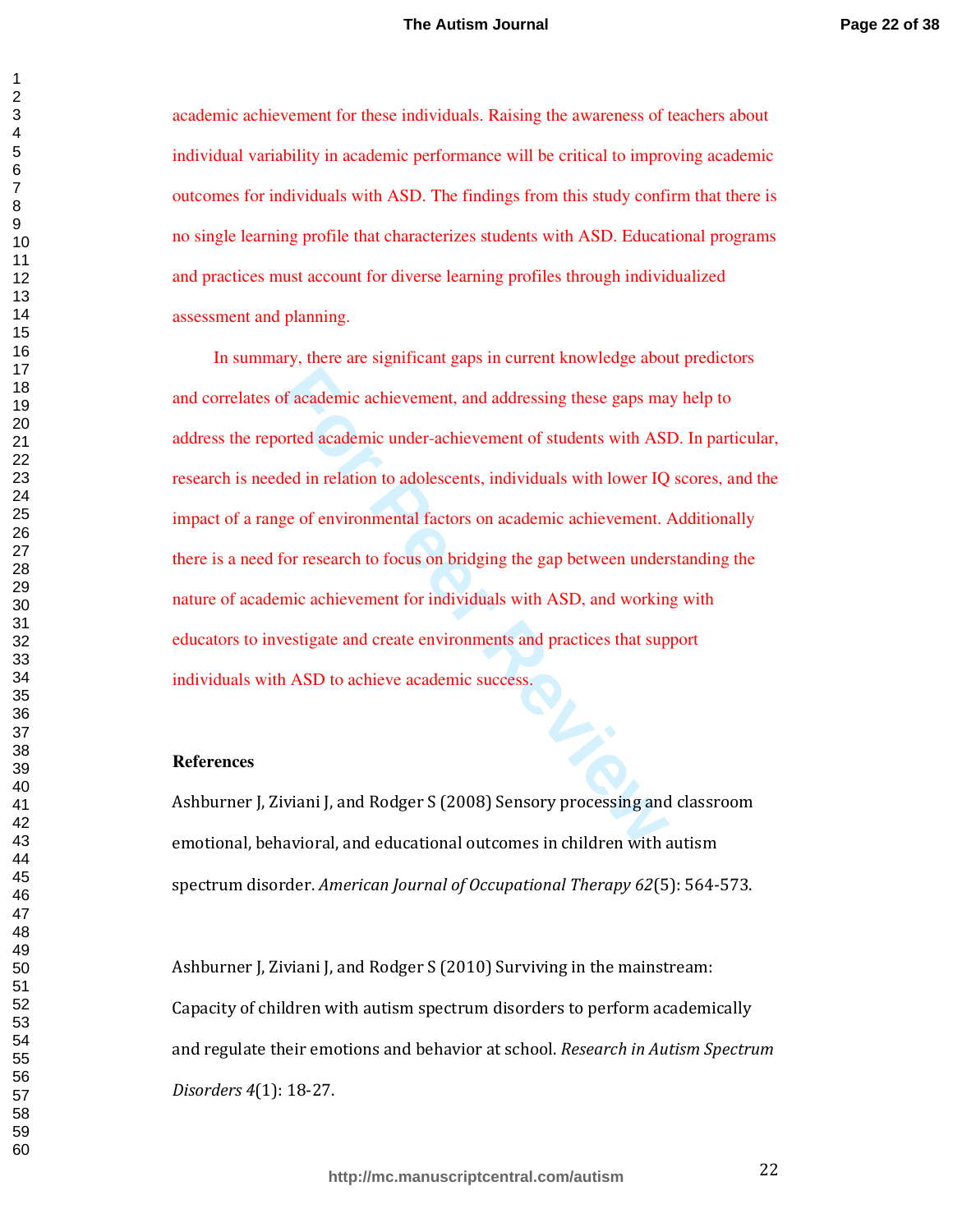academic achievement for these individuals. Raising the awareness of teachers about individual variability in academic performance will be critical to improving academic outcomes for individuals with ASD. The findings from this study confirm that there is no single learning profile that characterizes students with ASD. Educational programs and practices must account for diverse learning profiles through individualized assessment and planning.

In summary, there are significant gaps in current knowledge about predictors and correlates of academic achievement, and addressing these gaps may help to address the reported academic under-achievement of students with ASD. In particular, research is needed in relation to adolescents, individuals with lower IQ scores, and the impact of a range of environmental factors on academic achievement. Additionally there is a need for research to focus on bridging the gap between understanding the nature of academic achievement for individuals with ASD, and working with educators to investigate and create environments and practices that support individuals with ASD to achieve academic success.

**References**

Ashburner J, Ziviani J, and Rodger S (2008) Sensory processing and classroom emotional, behavioral, and educational outcomes in children with autism spectrum disorder. *American Journal of Occupational Therapy 62*(5): 564-573.

Ashburner J, Ziviani J, and Rodger S (2010) Surviving in the mainstream: Capacity of children with autism spectrum disorders to perform academically and regulate their emotions and behavior at school. *Research in Autism Spectrum Disorders 4*(1): 18-27.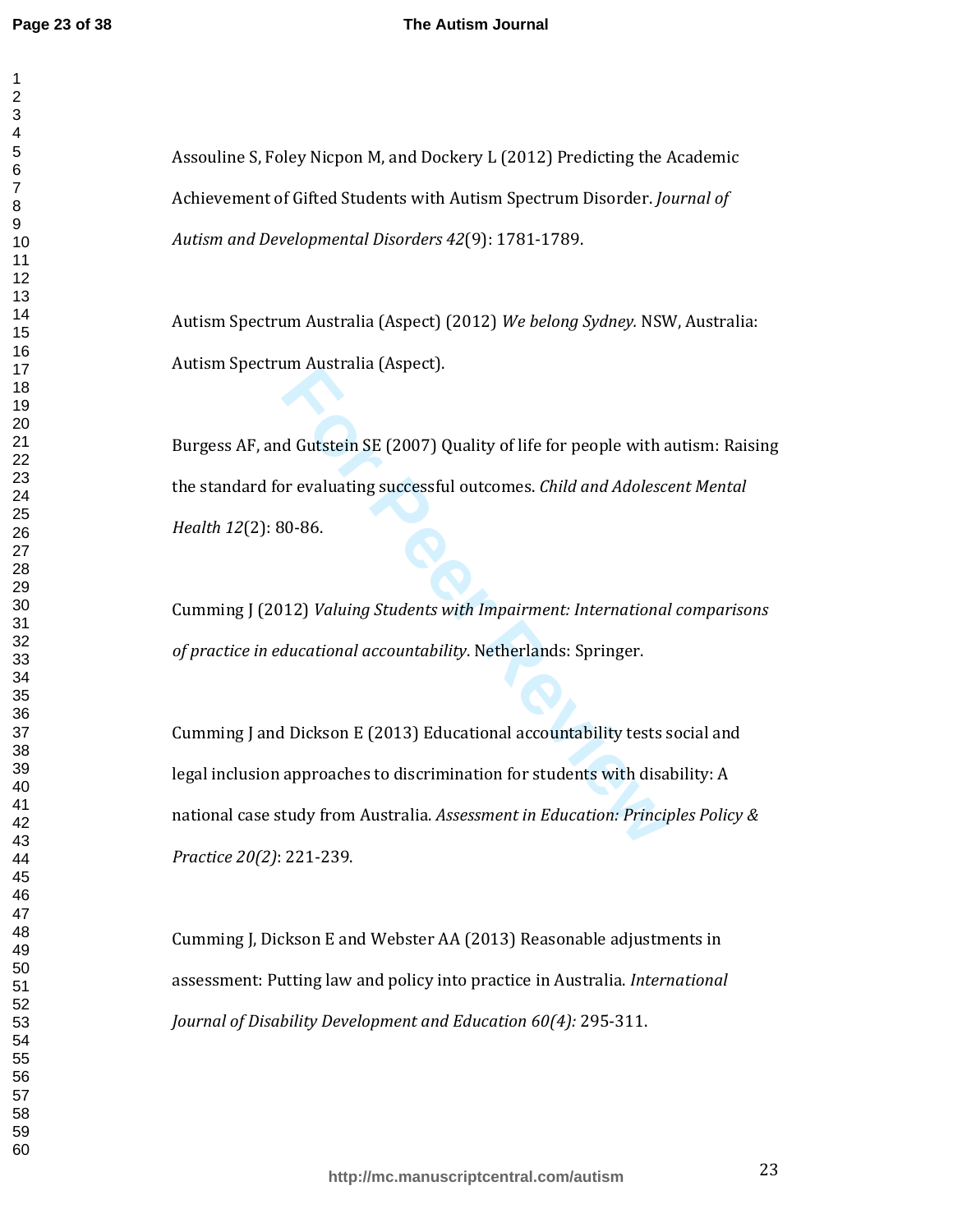Assouline S, Foley Nicpon M, and Dockery L (2012) Predicting the Academic Achievement of Gifted Students with Autism Spectrum Disorder. *Journal of Autism and Developmental Disorders 42*(9): 1781-1789.

Autism Spectrum Australia (Aspect) (2012) *We belong Sydney.* NSW, Australia: Autism Spectrum Australia (Aspect).

Burgess AF, and Gutstein SE (2007) Quality of life for people with autism: Raising the standard for evaluating successful outcomes. *Child and Adolescent Mental Health 12*(2): 80-86.

Cumming J (2012) *Valuing Students with Impairment: International comparisons of practice in educational accountability*. Netherlands: Springer.

Cumming J and Dickson E (2013) Educational accountability tests social and legal inclusion approaches to discrimination for students with disability: A national case study from Australia. *Assessment in Education: Principles Policy & Practice 20(2)*: 221-239.

Cumming J, Dickson E and Webster AA (2013) Reasonable adjustments in assessment: Putting law and policy into practice in Australia. *International Journal of Disability Development and Education 60(4):* 295-311.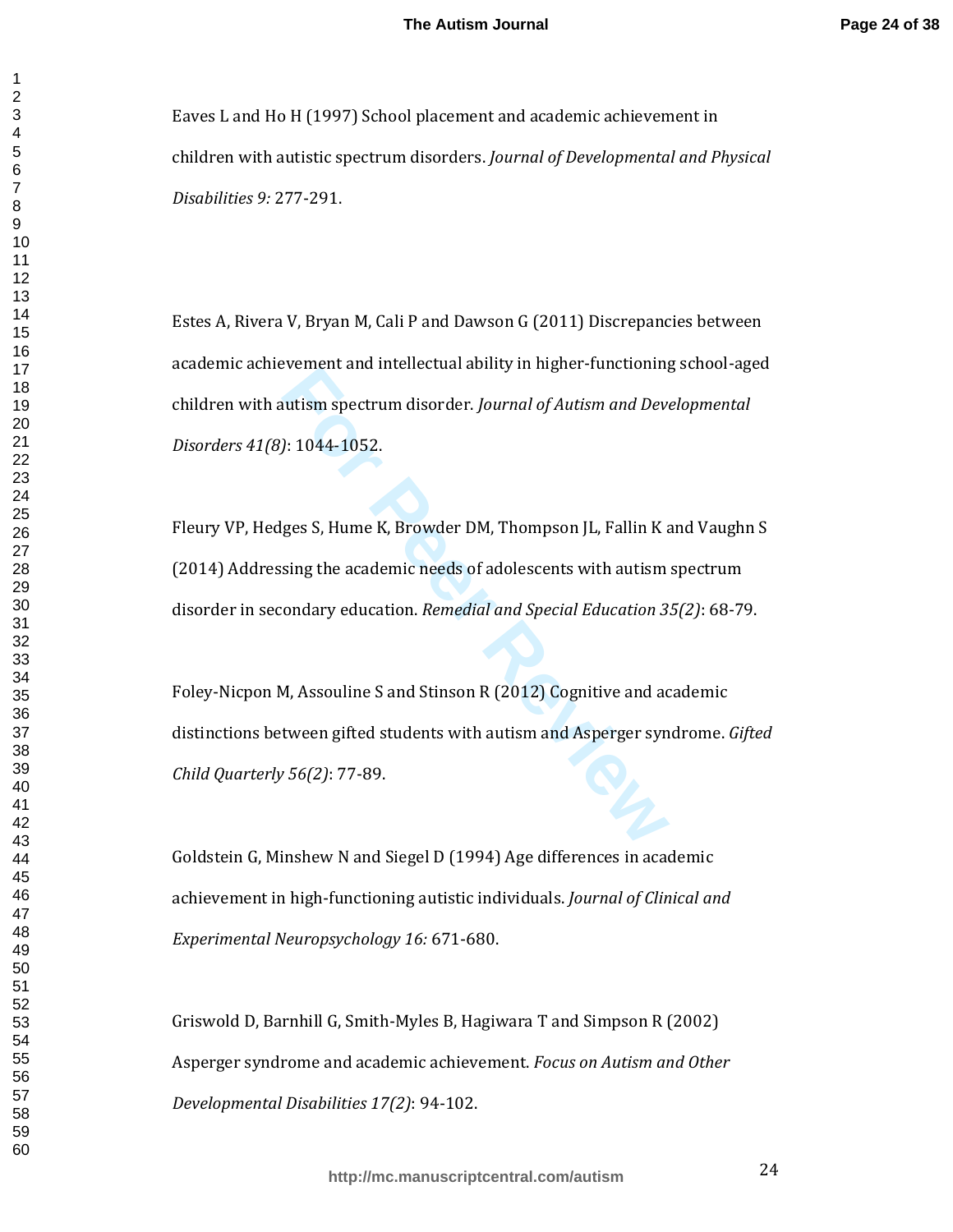Eaves L and Ho H (1997) School placement and academic achievement in children with autistic spectrum disorders. *Journal of Developmental and Physical Disabilities 9:* 277-291.

Estes A, Rivera V, Bryan M, Cali P and Dawson G (2011) Discrepancies between academic achievement and intellectual ability in higher-functioning school-aged children with autism spectrum disorder. *Journal of Autism and Developmental Disorders 41(8)*: 1044-1052.

Fleury VP, Hedges S, Hume K, Browder DM, Thompson JL, Fallin K and Vaughn S (2014) Addressing the academic needs of adolescents with autism spectrum disorder in secondary education. *Remedial and Special Education 35(2)*: 68-79.

Foley-Nicpon M, Assouline S and Stinson R (2012) Cognitive and academic distinctions between gifted students with autism and Asperger syndrome. *Gifted Child Quarterly 56(2)*: 77-89.

Goldstein G, Minshew N and Siegel D (1994) Age differences in academic achievement in high-functioning autistic individuals. *Journal of Clinical and Experimental Neuropsychology 16:* 671-680.

Griswold D, Barnhill G, Smith-Myles B, Hagiwara T and Simpson R (2002) Asperger syndrome and academic achievement. *Focus on Autism and Other Developmental Disabilities 17(2)*: 94-102.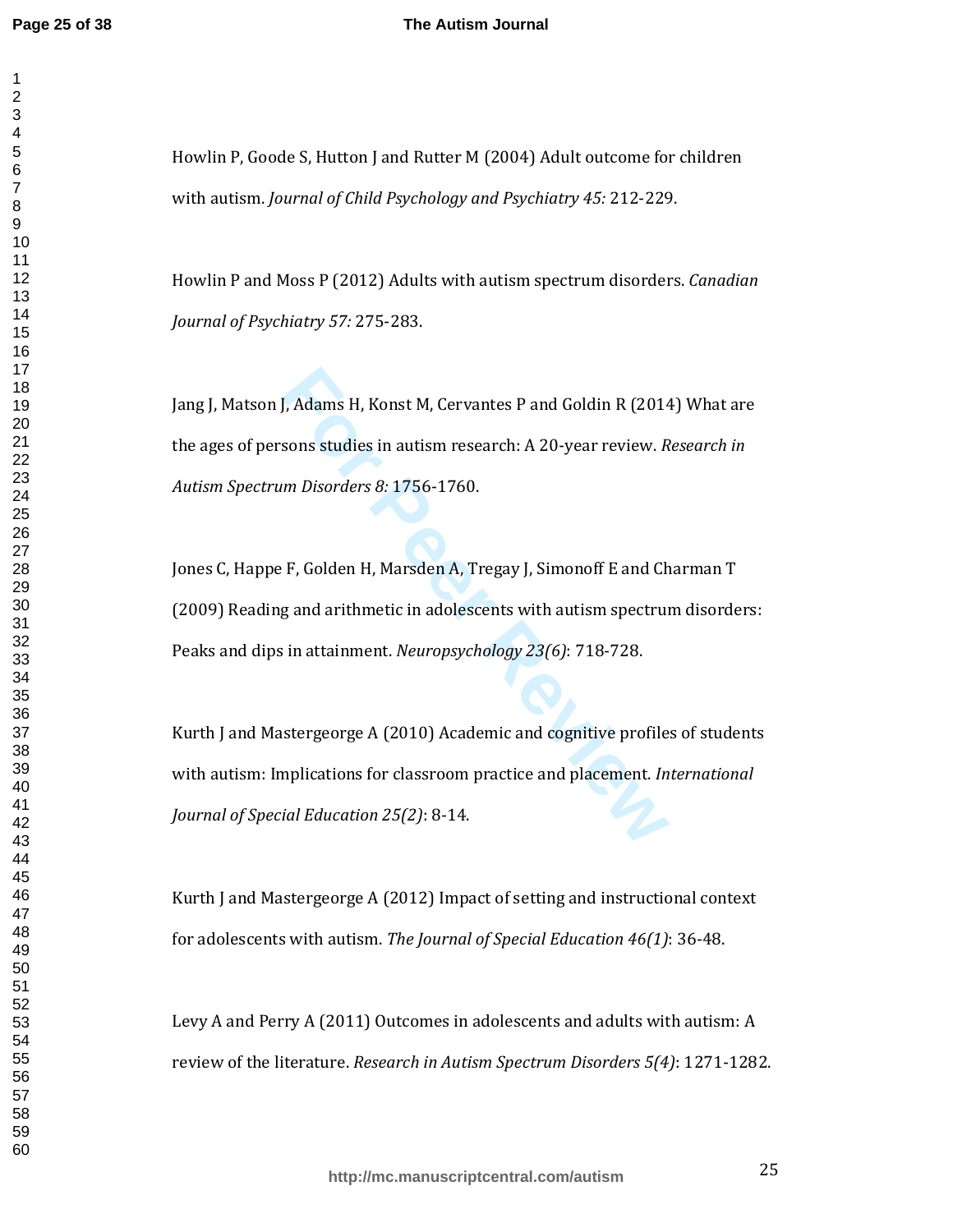Howlin P, Goode S, Hutton J and Rutter M (2004) Adult outcome for children with autism. *Journal of Child Psychology and Psychiatry 45:* 212-229.

Howlin P and Moss P (2012) Adults with autism spectrum disorders. *Canadian Journal of Psychiatry 57:* 275-283.

Jang J, Matson J, Adams H, Konst M, Cervantes P and Goldin R (2014) What are the ages of persons studies in autism research: A 20-year review. *Research in Autism Spectrum Disorders 8:* 1756-1760.

Jones C, Happe F, Golden H, Marsden A, Tregay J, Simonoff E and Charman T (2009) Reading and arithmetic in adolescents with autism spectrum disorders: Peaks and dips in attainment. *Neuropsychology 23(6)*: 718-728.

Kurth J and Mastergeorge A (2010) Academic and cognitive profiles of students with autism: Implications for classroom practice and placement. *International Journal of Special Education 25(2)*: 8-14.

Kurth J and Mastergeorge A (2012) Impact of setting and instructional context for adolescents with autism. *The Journal of Special Education 46(1)*: 36-48.

Levy A and Perry A (2011) Outcomes in adolescents and adults with autism: A review of the literature. *Research in Autism Spectrum Disorders 5(4)*: 1271-1282.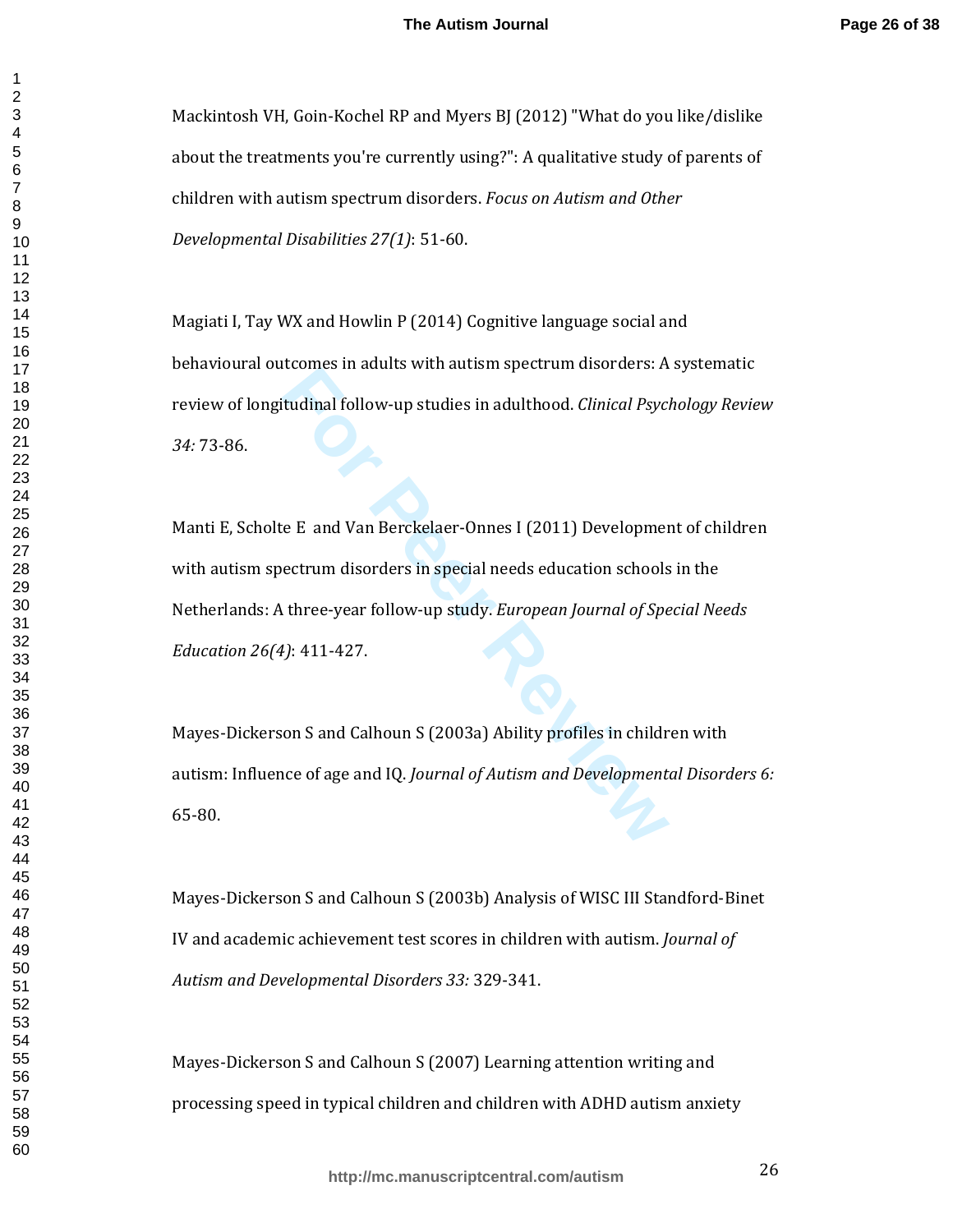Mackintosh VH, Goin-Kochel RP and Myers BJ (2012) "What do you like/dislike about the treatments you're currently using?": A qualitative study of parents of children with autism spectrum disorders. *Focus on Autism and Other Developmental Disabilities 27(1)*: 51-60.

Magiati I, Tay WX and Howlin P (2014) Cognitive language social and behavioural outcomes in adults with autism spectrum disorders: A systematic review of longitudinal follow-up studies in adulthood. *Clinical Psychology Review 34:* 73-86.

Manti E, Scholte E and Van Berckelaer-Onnes I (2011) Development of children with autism spectrum disorders in special needs education schools in the Netherlands: A three-year follow-up study. *European Journal of Special Needs Education 26(4)*: 411-427.

Mayes-Dickerson S and Calhoun S (2003a) Ability profiles in children with autism: Influence of age and IQ. *Journal of Autism and Developmental Disorders 6:* 65-80.

Mayes-Dickerson S and Calhoun S (2003b) Analysis of WISC III Standford-Binet IV and academic achievement test scores in children with autism. *Journal of Autism and Developmental Disorders 33:* 329-341.

Mayes-Dickerson S and Calhoun S (2007) Learning attention writing and processing speed in typical children and children with ADHD autism anxiety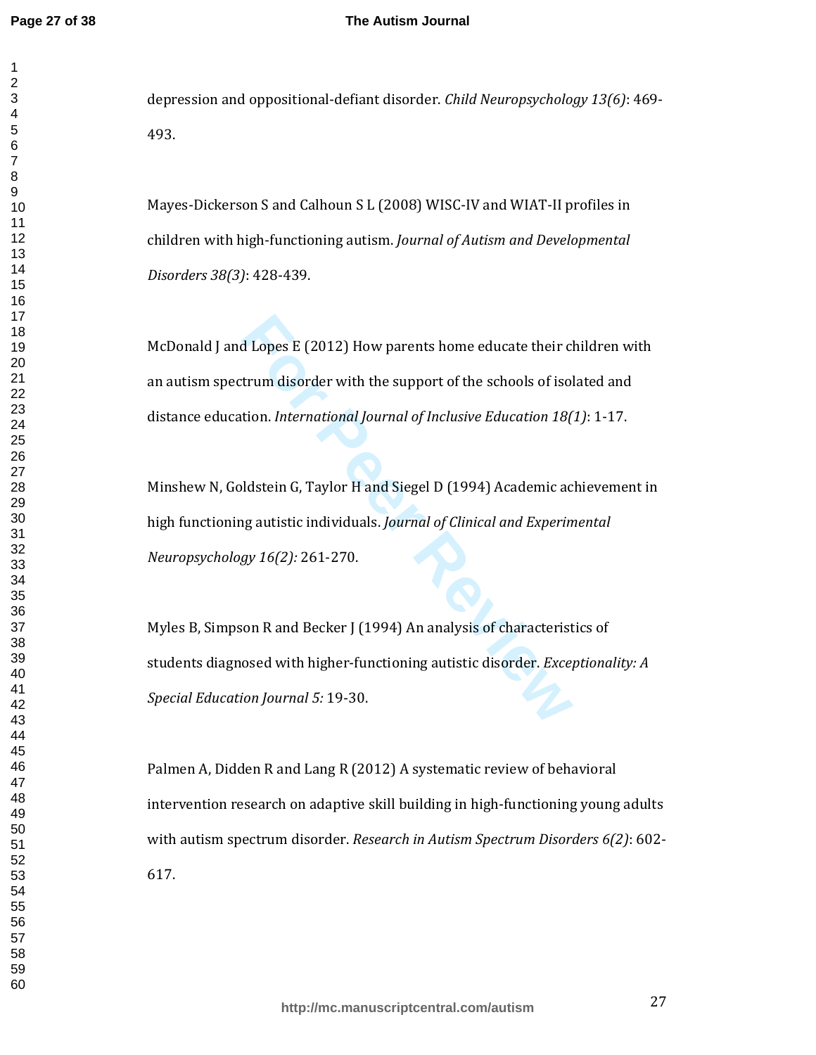depression and oppositional-defiant disorder. *Child Neuropsychology 13(6)*: 469-493.

Mayes-Dickerson S and Calhoun S L (2008) WISC-IV and WIAT-II profiles in children with high-functioning autism. *Journal of Autism and Developmental Disorders 38(3)*: 428-439.

McDonald J and Lopes E (2012) How parents home educate their children with an autism spectrum disorder with the support of the schools of isolated and distance education. *International Journal of Inclusive Education 18(1)*: 1-17.

Minshew N, Goldstein G, Taylor H and Siegel D (1994) Academic achievement in high functioning autistic individuals. *Journal of Clinical and Experimental Neuropsychology 16(2):* 261-270.

Myles B, Simpson R and Becker J (1994) An analysis of characteristics of students diagnosed with higher-functioning autistic disorder. *Exceptionality: A Special Education Journal 5:* 19-30.

Palmen A, Didden R and Lang R (2012) A systematic review of behavioral intervention research on adaptive skill building in high-functioning young adults with autism spectrum disorder. *Research in Autism Spectrum Disorders 6(2)*: 602-617.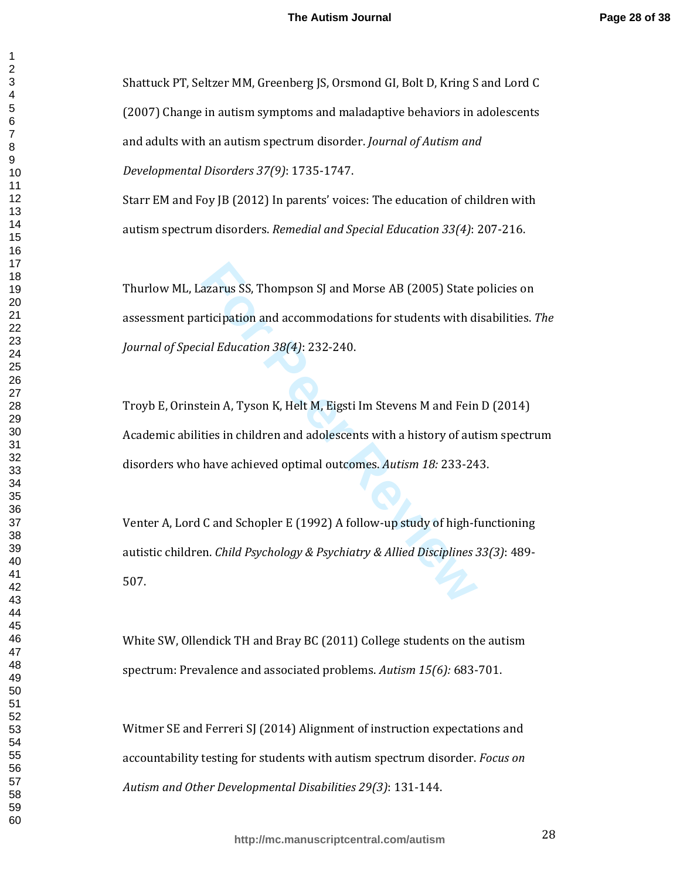Shattuck PT, Seltzer MM, Greenberg JS, Orsmond GI, Bolt D, Kring S and Lord C (2007) Change in autism symptoms and maladaptive behaviors in adolescents and adults with an autism spectrum disorder. *Journal of Autism and Developmental Disorders 37(9)*: 1735-1747.

Starr EM and Foy JB (2012) In parents' voices: The education of children with autism spectrum disorders. *Remedial and Special Education 33(4)*: 207-216.

Thurlow ML, Lazarus SS, Thompson SJ and Morse AB (2005) State policies on assessment participation and accommodations for students with disabilities. *The Journal of Special Education 38(4)*: 232-240.

Troyb E, Orinstein A, Tyson K, Helt M, Eigsti Im Stevens M and Fein D (2014) Academic abilities in children and adolescents with a history of autism spectrum disorders who have achieved optimal outcomes. *Autism 18:* 233-243.

Venter A, Lord C and Schopler E (1992) A follow-up study of high-functioning autistic children. *Child Psychology & Psychiatry & Allied Disciplines 33(3)*: 489-507.

White SW, Ollendick TH and Bray BC (2011) College students on the autism spectrum: Prevalence and associated problems. *Autism 15(6):* 683-701.

Witmer SE and Ferreri SJ (2014) Alignment of instruction expectations and accountability testing for students with autism spectrum disorder. *Focus on Autism and Other Developmental Disabilities 29(3)*: 131-144.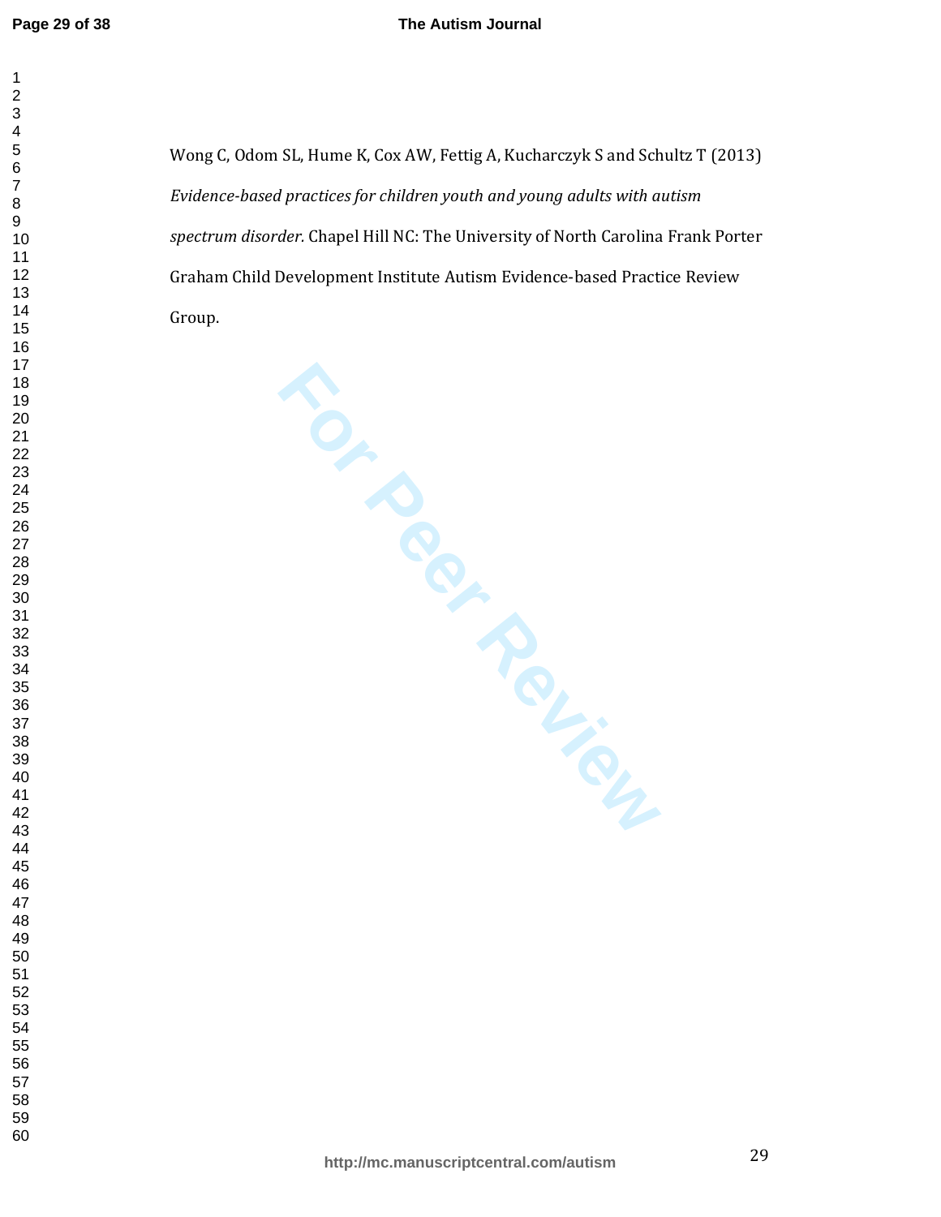Wong C, Odom SL, Hume K, Cox AW, Fettig A, Kucharczyk S and Schultz T (2013) *Evidence-based practices for children youth and young adults with autism spectrum disorder.* Chapel Hill NC: The University of North Carolina Frank Porter Graham Child Development Institute Autism Evidence-based Practice Review Group.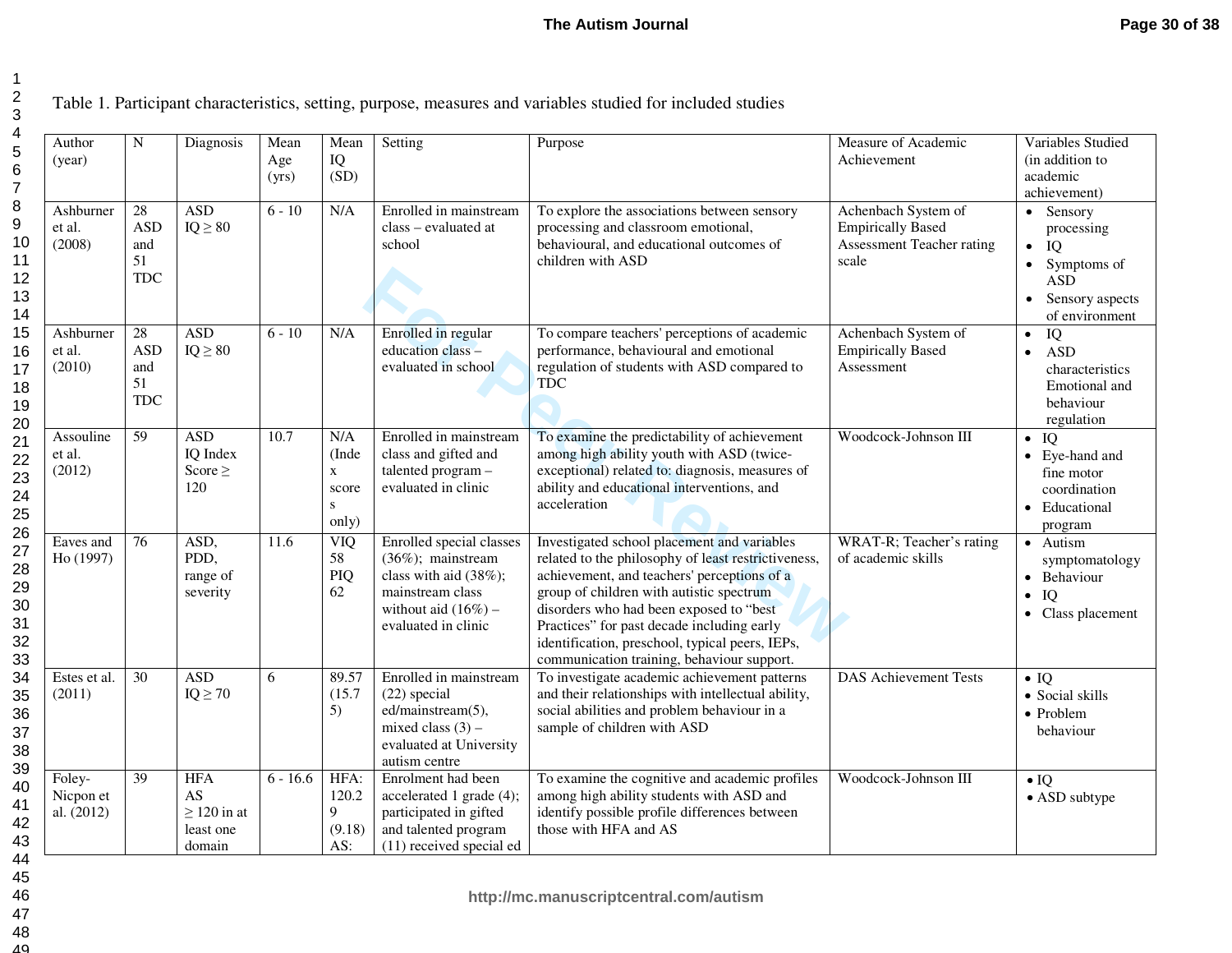Table 1. Participant characteristics, setting, purpose, measures and variables studied for included studies

| Author (year) | N | Diagnosis | Mean Age (yrs) | Mean IQ (SD) | Setting | Purpose | Measure of Academic Achievement | Variables Studied (in addition to academic achievement) |
|---|---|---|---|---|---|---|---|---|
| Ashburner et al. (2008) | 28 ASD and 51 TDC | ASD IQ ≥ 80 | 6 - 10 | N/A | Enrolled in mainstream class – evaluated at school | To explore the associations between sensory processing and classroom emotional, behavioural, and educational outcomes of children with ASD | Achenbach System of Empirically Based Assessment Teacher rating scale | • Sensory processing<br>• IQ<br>• Symptoms of ASD<br>• Sensory aspects of environment |
| Ashburner et al. (2010) | 28 ASD and 51 TDC | ASD IQ ≥ 80 | 6 - 10 | N/A | Enrolled in regular education class – evaluated in school | To compare teachers' perceptions of academic performance, behavioural and emotional regulation of students with ASD compared to TDC | Achenbach System of Empirically Based Assessment | • IQ<br>• ASD characteristics Emotional and behaviour regulation |
| Assouline et al. (2012) | 59 | ASD IQ Index Score ≥ 120 | 10.7 | N/A (Index scores only) | Enrolled in mainstream class and gifted and talented program – evaluated in clinic | To examine the predictability of achievement among high ability youth with ASD (twice-exceptional) related to: diagnosis, measures of ability and educational interventions, and acceleration | Woodcock-Johnson III | • IQ<br>• Eye-hand and fine motor coordination<br>• Educational program |
| Eaves and Ho (1997) | 76 | ASD, PDD, range of severity | 11.6 | VIQ 58 PIQ 62 | Enrolled special classes (36%); mainstream class with aid (38%); mainstream class without aid (16%) – evaluated in clinic | Investigated school placement and variables related to the philosophy of least restrictiveness, achievement, and teachers' perceptions of a group of children with autistic spectrum disorders who had been exposed to "best Practices" for past decade including early identification, preschool, typical peers, IEPs, communication training, behaviour support. | WRAT-R; Teacher's rating of academic skills | • Autism symptomatology<br>• Behaviour<br>• IQ<br>• Class placement |
| Estes et al. (2011) | 30 | ASD IQ ≥ 70 | 6 | 89.57 (15.75) | Enrolled in mainstream (22) special ed/mainstream(5), mixed class (3) – evaluated at University autism centre | To investigate academic achievement patterns and their relationships with intellectual ability, social abilities and problem behaviour in a sample of children with ASD | DAS Achievement Tests | • IQ<br>• Social skills<br>• Problem behaviour |
| Foley-Nicpon et al. (2012) | 39 | HFA AS ≥ 120 in at least one domain | 6 - 16.6 | HFA: 120.29 (9.18) AS: | Enrolment had been accelerated 1 grade (4); participated in gifted and talented program (11) received special ed | To examine the cognitive and academic profiles among high ability students with ASD and identify possible profile differences between those with HFA and AS | Woodcock-Johnson III | • IQ<br>• ASD subtype |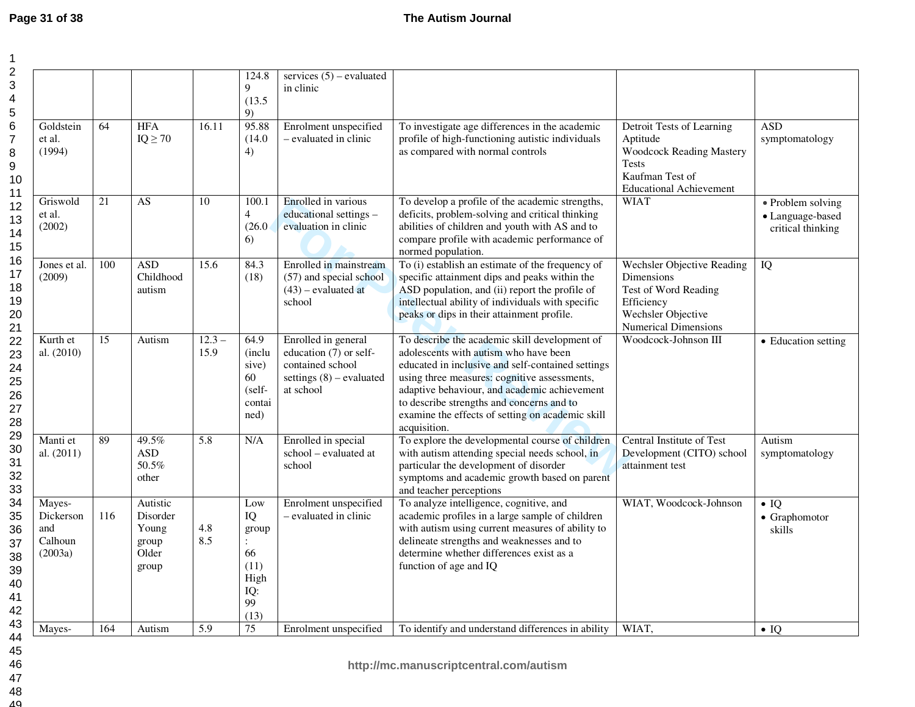| | | | | | | | | |
|---|---|---|---|---|---|---|---|---|
| | | | | 124.89 (13.59) | services (5) – evaluated in clinic | | | |
| Goldstein et al. (1994) | 64 | HFA IQ ≥ 70 | 16.11 | 95.88 (14.04) | Enrolment unspecified – evaluated in clinic | To investigate age differences in the academic profile of high-functioning autistic individuals as compared with normal controls | Detroit Tests of Learning Aptitude Woodcock Reading Mastery Tests Kaufman Test of Educational Achievement | ASD symptomatology |
| Griswold et al. (2002) | 21 | AS | 10 | 100.14 (26.06) | Enrolled in various educational settings – evaluation in clinic | To develop a profile of the academic strengths, deficits, problem-solving and critical thinking abilities of children and youth with AS and to compare profile with academic performance of normed population. | WIAT | • Problem solving • Language-based critical thinking |
| Jones et al. (2009) | 100 | ASD Childhood autism | 15.6 | 84.3 (18) | Enrolled in mainstream (57) and special school (43) – evaluated at school | To (i) establish an estimate of the frequency of specific attainment dips and peaks within the ASD population, and (ii) report the profile of intellectual ability of individuals with specific peaks or dips in their attainment profile. | Wechsler Objective Reading Dimensions Test of Word Reading Efficiency Wechsler Objective Numerical Dimensions | IQ |
| Kurth et al. (2010) | 15 | Autism | 12.3 – 15.9 | 64.9 (inclusive) 60 (self-contained) | Enrolled in general education (7) or self-contained school settings (8) – evaluated at school | To describe the academic skill development of adolescents with autism who have been educated in inclusive and self-contained settings using three measures: cognitive assessments, adaptive behaviour, and academic achievement to describe strengths and concerns and to examine the effects of setting on academic skill acquisition. | Woodcock-Johnson III | • Education setting |
| Manti et al. (2011) | 89 | 49.5% ASD 50.5% other | 5.8 | N/A | Enrolled in special school – evaluated at school | To explore the developmental course of children with autism attending special needs school, in particular the development of disorder symptoms and academic growth based on parent and teacher perceptions | Central Institute of Test Development (CITO) school attainment test | Autism symptomatology |
| Mayes-Dickerson and Calhoun (2003a) | 116 | Autistic Disorder Young group Older group | 4.8 8.5 | Low IQ group: 66 (11) High IQ: 99 (13) | Enrolment unspecified – evaluated in clinic | To analyze intelligence, cognitive, and academic profiles in a large sample of children with autism using current measures of ability to delineate strengths and weaknesses and to determine whether differences exist as a function of age and IQ | WIAT, Woodcock-Johnson | • IQ • Graphomotor skills |
| Mayes- | 164 | Autism | 5.9 | 75 | Enrolment unspecified | To identify and understand differences in ability | WIAT, | • IQ |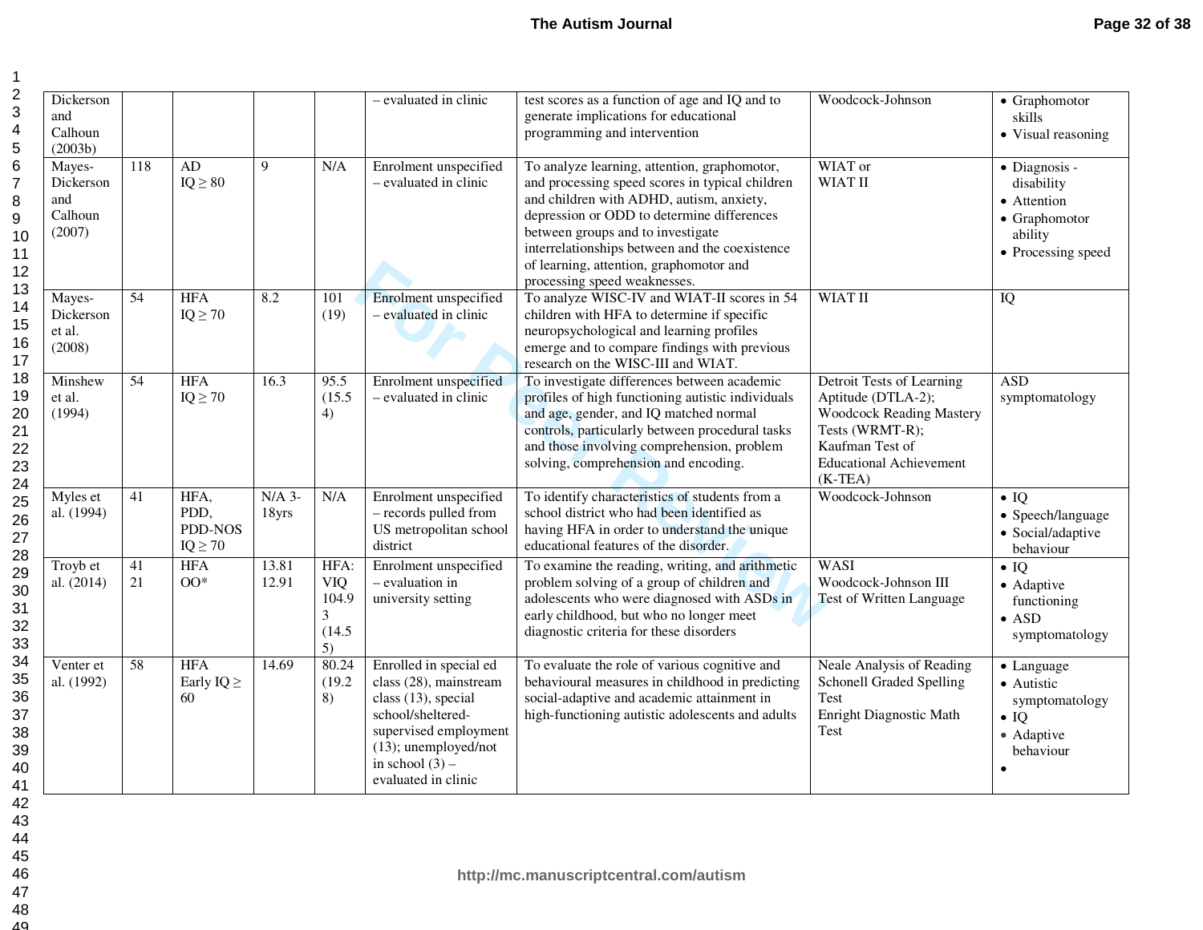| | | | | | | | | |
|---|---|---|---|---|---|---|---|---|
| Dickerson and Calhoun (2003b) | | | | | – evaluated in clinic | test scores as a function of age and IQ and to generate implications for educational programming and intervention | Woodcock-Johnson | • Graphomotor skills<br>• Visual reasoning |
| Mayes-Dickerson and Calhoun (2007) | 118 | AD<br>IQ ≥ 80 | 9 | N/A | Enrolment unspecified – evaluated in clinic | To analyze learning, attention, graphomotor, and processing speed scores in typical children and children with ADHD, autism, anxiety, depression or ODD to determine differences between groups and to investigate interrelationships between and the coexistence of learning, attention, graphomotor and processing speed weaknesses. | WIAT or WIAT II | • Diagnosis - disability<br>• Attention<br>• Graphomotor ability<br>• Processing speed |
| Mayes-Dickerson et al. (2008) | 54 | HFA<br>IQ ≥ 70 | 8.2 | 101 (19) | Enrolment unspecified – evaluated in clinic | To analyze WISC-IV and WIAT-II scores in 54 children with HFA to determine if specific neuropsychological and learning profiles emerge and to compare findings with previous research on the WISC-III and WIAT. | WIAT II | IQ |
| Minshew et al. (1994) | 54 | HFA<br>IQ ≥ 70 | 16.3 | 95.5 (15.54) | Enrolment unspecified – evaluated in clinic | To investigate differences between academic profiles of high functioning autistic individuals and age, gender, and IQ matched normal controls, particularly between procedural tasks and those involving comprehension, problem solving, comprehension and encoding. | Detroit Tests of Learning Aptitude (DTLA-2); Woodcock Reading Mastery Tests (WRMT-R); Kaufman Test of Educational Achievement (K-TEA) | ASD symptomatology |
| Myles et al. (1994) | 41 | HFA, PDD, PDD-NOS<br>IQ ≥ 70 | N/A 3-18yrs | N/A | Enrolment unspecified – records pulled from US metropolitan school district | To identify characteristics of students from a school district who had been identified as having HFA in order to understand the unique educational features of the disorder. | Woodcock-Johnson | • IQ<br>• Speech/language<br>• Social/adaptive behaviour |
| Troyb et al. (2014) | 41<br>21 | HFA<br>OO* | 13.81<br>12.91 | HFA: VIQ 104.93 (14.55) | Enrolment unspecified – evaluation in university setting | To examine the reading, writing, and arithmetic problem solving of a group of children and adolescents who were diagnosed with ASDs in early childhood, but who no longer meet diagnostic criteria for these disorders | WASI<br>Woodcock-Johnson III<br>Test of Written Language | • IQ<br>• Adaptive functioning<br>• ASD symptomatology |
| Venter et al. (1992) | 58 | HFA<br>Early IQ ≥ 60 | 14.69 | 80.24 (19.28) | Enrolled in special ed class (28), mainstream class (13), special school/sheltered-supervised employment (13); unemployed/not in school (3) – evaluated in clinic | To evaluate the role of various cognitive and behavioural measures in childhood in predicting social-adaptive and academic attainment in high-functioning autistic adolescents and adults | Neale Analysis of Reading<br>Schonell Graded Spelling Test<br>Enright Diagnostic Math Test | • Language<br>• Autistic symptomatology<br>• IQ<br>• Adaptive behaviour<br>• |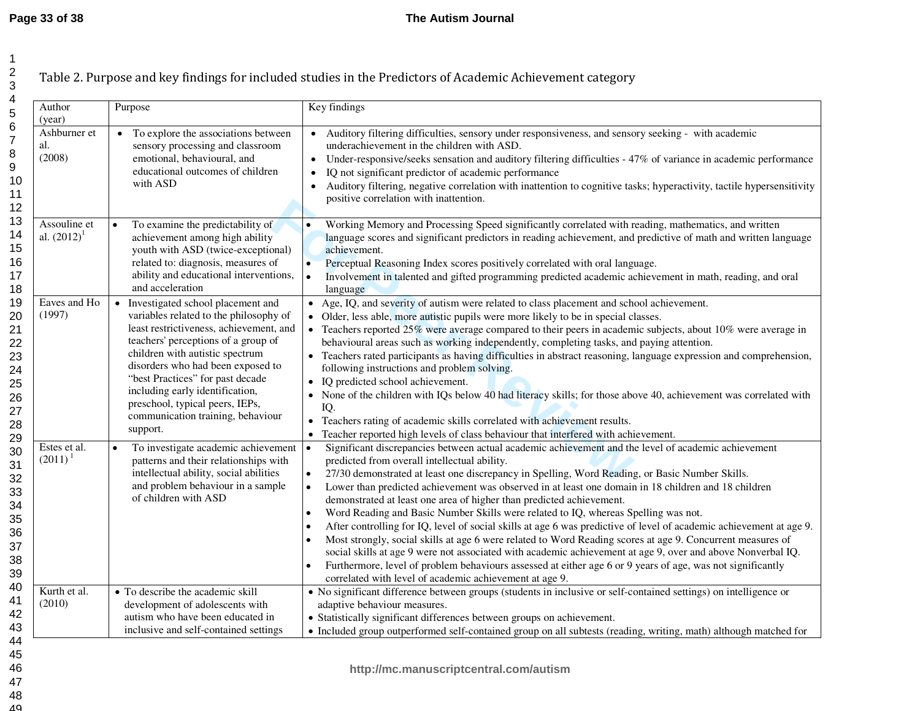Table 2. Purpose and key findings for included studies in the Predictors of Academic Achievement category

| Author (year) | Purpose | Key findings |
|---|---|---|
| Ashburner et al. (2008) | • To explore the associations between sensory processing and classroom emotional, behavioural, and educational outcomes of children with ASD | • Auditory filtering difficulties, sensory under responsiveness, and sensory seeking - with academic underachievement in the children with ASD.<br>• Under-responsive/seeks sensation and auditory filtering difficulties - 47% of variance in academic performance<br>• IQ not significant predictor of academic performance<br>• Auditory filtering, negative correlation with inattention to cognitive tasks; hyperactivity, tactile hypersensitivity positive correlation with inattention. |
| Assouline et al. (2012)[1] | • To examine the predictability of achievement among high ability youth with ASD (twice-exceptional) related to: diagnosis, measures of ability and educational interventions, and acceleration | • Working Memory and Processing Speed significantly correlated with reading, mathematics, and written language scores and significant predictors in reading achievement, and predictive of math and written language achievement.<br>• Perceptual Reasoning Index scores positively correlated with oral language.<br>• Involvement in talented and gifted programming predicted academic achievement in math, reading, and oral language |
| Eaves and Ho (1997) | • Investigated school placement and variables related to the philosophy of least restrictiveness, achievement, and teachers' perceptions of a group of children with autistic spectrum disorders who had been exposed to "best Practices" for past decade including early identification, preschool, typical peers, IEPs, communication training, behaviour support. | • Age, IQ, and severity of autism were related to class placement and school achievement.<br>• Older, less able, more autistic pupils were more likely to be in special classes.<br>• Teachers reported 25% were average compared to their peers in academic subjects, about 10% were average in behavioural areas such as working independently, completing tasks, and paying attention.<br>• Teachers rated participants as having difficulties in abstract reasoning, language expression and comprehension, following instructions and problem solving.<br>• IQ predicted school achievement.<br>• None of the children with IQs below 40 had literacy skills; for those above 40, achievement was correlated with IQ.<br>• Teachers rating of academic skills correlated with achievement results.<br>• Teacher reported high levels of class behaviour that interfered with achievement. |
| Estes et al. (2011)[1] | • To investigate academic achievement patterns and their relationships with intellectual ability, social abilities and problem behaviour in a sample of children with ASD | • Significant discrepancies between actual academic achievement and the level of academic achievement predicted from overall intellectual ability.<br>• 27/30 demonstrated at least one discrepancy in Spelling, Word Reading, or Basic Number Skills.<br>• Lower than predicted achievement was observed in at least one domain in 18 children and 18 children demonstrated at least one area of higher than predicted achievement.<br>• Word Reading and Basic Number Skills were related to IQ, whereas Spelling was not.<br>• After controlling for IQ, level of social skills at age 6 was predictive of level of academic achievement at age 9.<br>• Most strongly, social skills at age 6 were related to Word Reading scores at age 9. Concurrent measures of social skills at age 9 were not associated with academic achievement at age 9, over and above Nonverbal IQ.<br>• Furthermore, level of problem behaviours assessed at either age 6 or 9 years of age, was not significantly correlated with level of academic achievement at age 9. |
| Kurth et al. (2010) | • To describe the academic skill development of adolescents with autism who have been educated in inclusive and self-contained settings | • No significant difference between groups (students in inclusive or self-contained settings) on intelligence or adaptive behaviour measures.<br>• Statistically significant differences between groups on achievement.<br>• Included group outperformed self-contained group on all subtests (reading, writing, math) although matched for |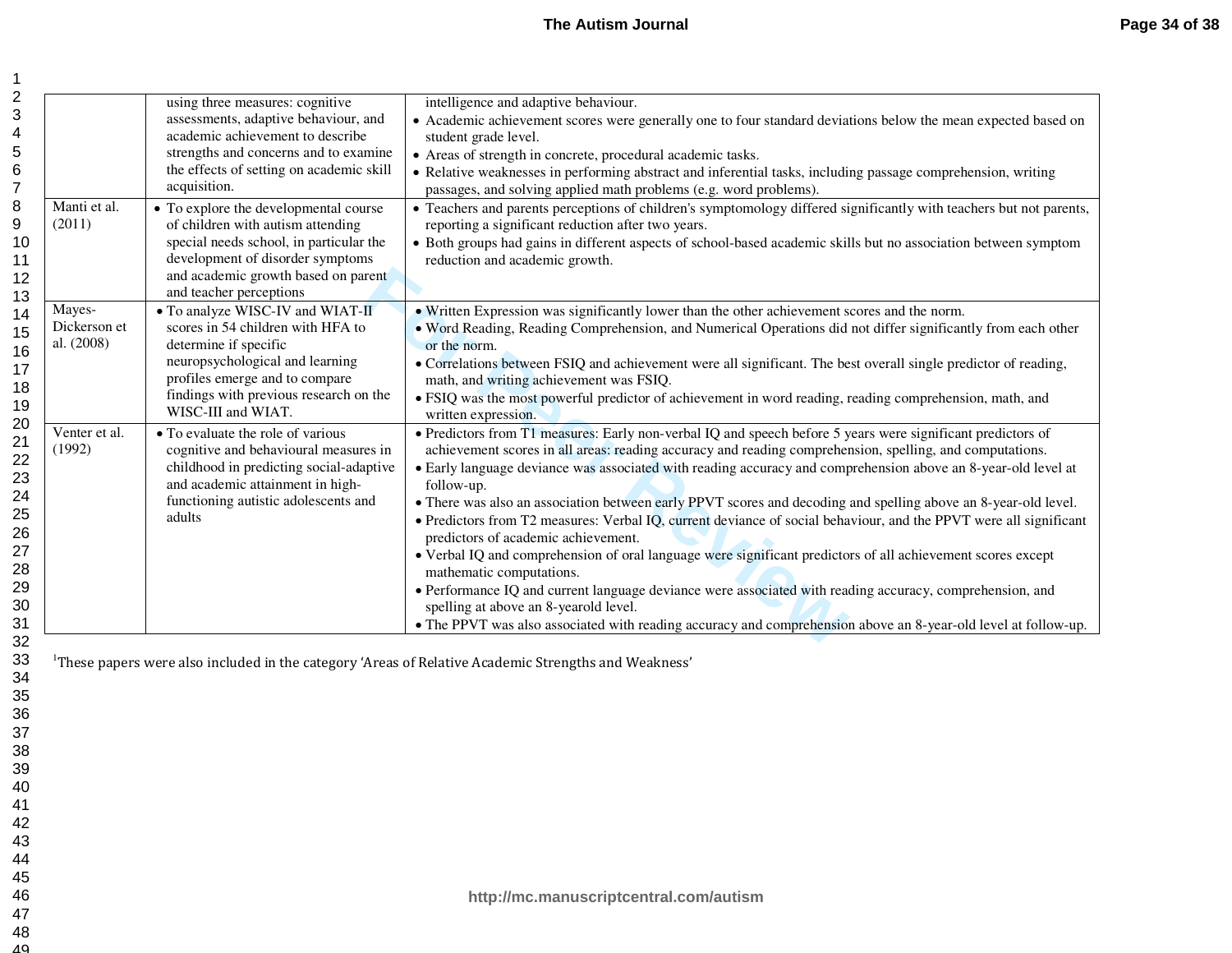|  |  |  |
|---|---|---|
|  | using three measures: cognitive assessments, adaptive behaviour, and academic achievement to describe strengths and concerns and to examine the effects of setting on academic skill acquisition. | intelligence and adaptive behaviour.<br>• Academic achievement scores were generally one to four standard deviations below the mean expected based on student grade level.<br>• Areas of strength in concrete, procedural academic tasks.<br>• Relative weaknesses in performing abstract and inferential tasks, including passage comprehension, writing passages, and solving applied math problems (e.g. word problems). |
| Manti et al. (2011) | • To explore the developmental course of children with autism attending special needs school, in particular the development of disorder symptoms and academic growth based on parent and teacher perceptions | • Teachers and parents perceptions of children's symptomology differed significantly with teachers but not parents, reporting a significant reduction after two years.<br>• Both groups had gains in different aspects of school-based academic skills but no association between symptom reduction and academic growth. |
| Mayes-Dickerson et al. (2008) | • To analyze WISC-IV and WIAT-II scores in 54 children with HFA to determine if specific neuropsychological and learning profiles emerge and to compare findings with previous research on the WISC-III and WIAT. | • Written Expression was significantly lower than the other achievement scores and the norm.<br>• Word Reading, Reading Comprehension, and Numerical Operations did not differ significantly from each other or the norm.<br>• Correlations between FSIQ and achievement were all significant. The best overall single predictor of reading, math, and writing achievement was FSIQ.<br>• FSIQ was the most powerful predictor of achievement in word reading, reading comprehension, math, and written expression. |
| Venter et al. (1992) | • To evaluate the role of various cognitive and behavioural measures in childhood in predicting social-adaptive and academic attainment in high-functioning autistic adolescents and adults | • Predictors from T1 measures: Early non-verbal IQ and speech before 5 years were significant predictors of achievement scores in all areas: reading accuracy and reading comprehension, spelling, and computations.<br>• Early language deviance was associated with reading accuracy and comprehension above an 8-year-old level at follow-up.<br>• There was also an association between early PPVT scores and decoding and spelling above an 8-year-old level.<br>• Predictors from T2 measures: Verbal IQ, current deviance of social behaviour, and the PPVT were all significant predictors of academic achievement.<br>• Verbal IQ and comprehension of oral language were significant predictors of all achievement scores except mathematic computations.<br>• Performance IQ and current language deviance were associated with reading accuracy, comprehension, and spelling at above an 8-yearold level.<br>• The PPVT was also associated with reading accuracy and comprehension above an 8-year-old level at follow-up. |

[1]These papers were also included in the category 'Areas of Relative Academic Strengths and Weakness'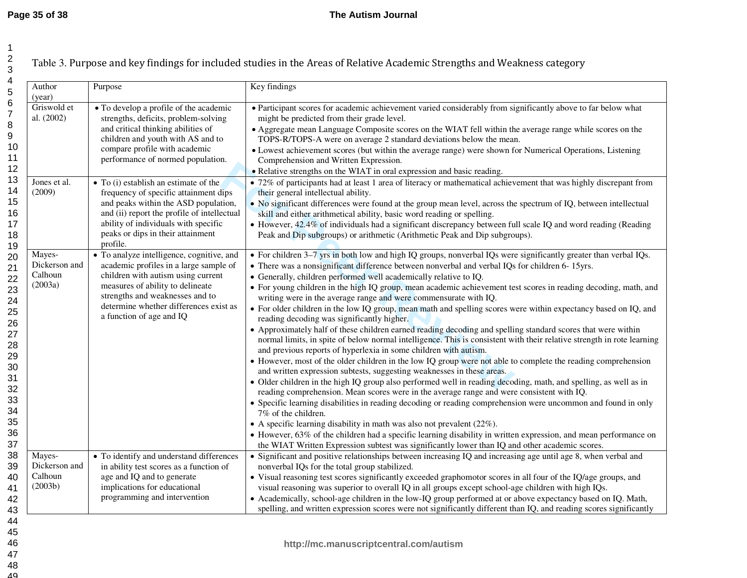Table 3. Purpose and key findings for included studies in the Areas of Relative Academic Strengths and Weakness category

| Author (year) | Purpose | Key findings |
|---|---|---|
| Griswold et al. (2002) | • To develop a profile of the academic strengths, deficits, problem-solving and critical thinking abilities of children and youth with AS and to compare profile with academic performance of normed population. | • Participant scores for academic achievement varied considerably from significantly above to far below what might be predicted from their grade level.<br>• Aggregate mean Language Composite scores on the WIAT fell within the average range while scores on the TOPS-R/TOPS-A were on average 2 standard deviations below the mean.<br>• Lowest achievement scores (but within the average range) were shown for Numerical Operations, Listening Comprehension and Written Expression.<br>• Relative strengths on the WIAT in oral expression and basic reading. |
| Jones et al. (2009) | • To (i) establish an estimate of the frequency of specific attainment dips and peaks within the ASD population, and (ii) report the profile of intellectual ability of individuals with specific peaks or dips in their attainment profile. | • 72% of participants had at least 1 area of literacy or mathematical achievement that was highly discrepant from their general intellectual ability.<br>• No significant differences were found at the group mean level, across the spectrum of IQ, between intellectual skill and either arithmetical ability, basic word reading or spelling.<br>• However, 42.4% of individuals had a significant discrepancy between full scale IQ and word reading (Reading Peak and Dip subgroups) or arithmetic (Arithmetic Peak and Dip subgroups). |
| Mayes-Dickerson and Calhoun (2003a) | • To analyze intelligence, cognitive, and academic profiles in a large sample of children with autism using current measures of ability to delineate strengths and weaknesses and to determine whether differences exist as a function of age and IQ | • For children 3–7 yrs in both low and high IQ groups, nonverbal IQs were significantly greater than verbal IQs.<br>• There was a nonsignificant difference between nonverbal and verbal IQs for children 6- 15yrs.<br>• Generally, children performed well academically relative to IQ.<br>• For young children in the high IQ group, mean academic achievement test scores in reading decoding, math, and writing were in the average range and were commensurate with IQ.<br>• For older children in the low IQ group, mean math and spelling scores were within expectancy based on IQ, and reading decoding was significantly higher.<br>• Approximately half of these children earned reading decoding and spelling standard scores that were within normal limits, in spite of below normal intelligence. This is consistent with their relative strength in rote learning and previous reports of hyperlexia in some children with autism.<br>• However, most of the older children in the low IQ group were not able to complete the reading comprehension and written expression subtests, suggesting weaknesses in these areas.<br>• Older children in the high IQ group also performed well in reading decoding, math, and spelling, as well as in reading comprehension. Mean scores were in the average range and were consistent with IQ.<br>• Specific learning disabilities in reading decoding or reading comprehension were uncommon and found in only 7% of the children.<br>• A specific learning disability in math was also not prevalent (22%).<br>• However, 63% of the children had a specific learning disability in written expression, and mean performance on the WIAT Written Expression subtest was significantly lower than IQ and other academic scores. |
| Mayes-Dickerson and Calhoun (2003b) | • To identify and understand differences in ability test scores as a function of age and IQ and to generate implications for educational programming and intervention | • Significant and positive relationships between increasing IQ and increasing age until age 8, when verbal and nonverbal IQs for the total group stabilized.<br>• Visual reasoning test scores significantly exceeded graphomotor scores in all four of the IQ/age groups, and visual reasoning was superior to overall IQ in all groups except school-age children with high IQs.<br>• Academically, school-age children in the low-IQ group performed at or above expectancy based on IQ. Math, spelling, and written expression scores were not significantly different than IQ, and reading scores significantly |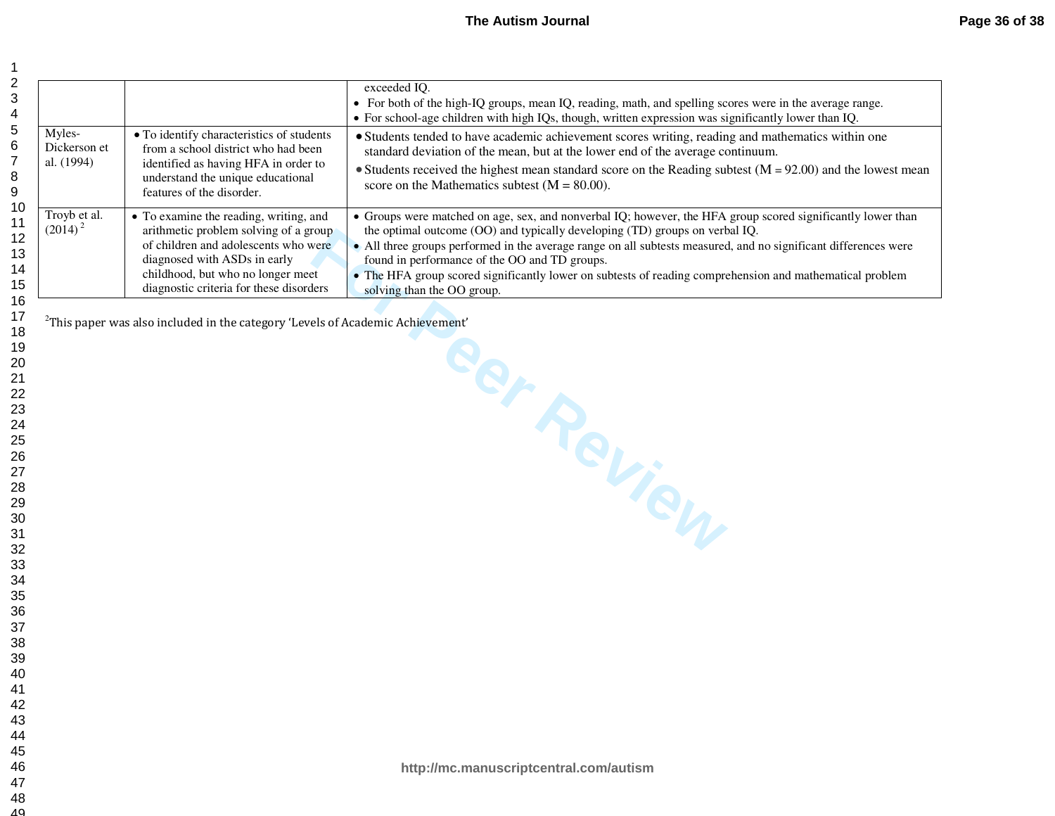| | | |
|---|---|---|
| | | exceeded IQ.<br>• For both of the high-IQ groups, mean IQ, reading, math, and spelling scores were in the average range.<br>• For school-age children with high IQs, though, written expression was significantly lower than IQ. |
| Myles-Dickerson et al. (1994) | • To identify characteristics of students from a school district who had been identified as having HFA in order to understand the unique educational features of the disorder. | • Students tended to have academic achievement scores writing, reading and mathematics within one standard deviation of the mean, but at the lower end of the average continuum.<br>• Students received the highest mean standard score on the Reading subtest (M = 92.00) and the lowest mean score on the Mathematics subtest (M = 80.00). |
| Troyb et al. (2014) [2] | • To examine the reading, writing, and arithmetic problem solving of a group of children and adolescents who were diagnosed with ASDs in early childhood, but who no longer meet diagnostic criteria for these disorders | • Groups were matched on age, sex, and nonverbal IQ; however, the HFA group scored significantly lower than the optimal outcome (OO) and typically developing (TD) groups on verbal IQ.<br>• All three groups performed in the average range on all subtests measured, and no significant differences were found in performance of the OO and TD groups.<br>• The HFA group scored significantly lower on subtests of reading comprehension and mathematical problem solving than the OO group. |

[2]This paper was also included in the category 'Levels of Academic Achievement'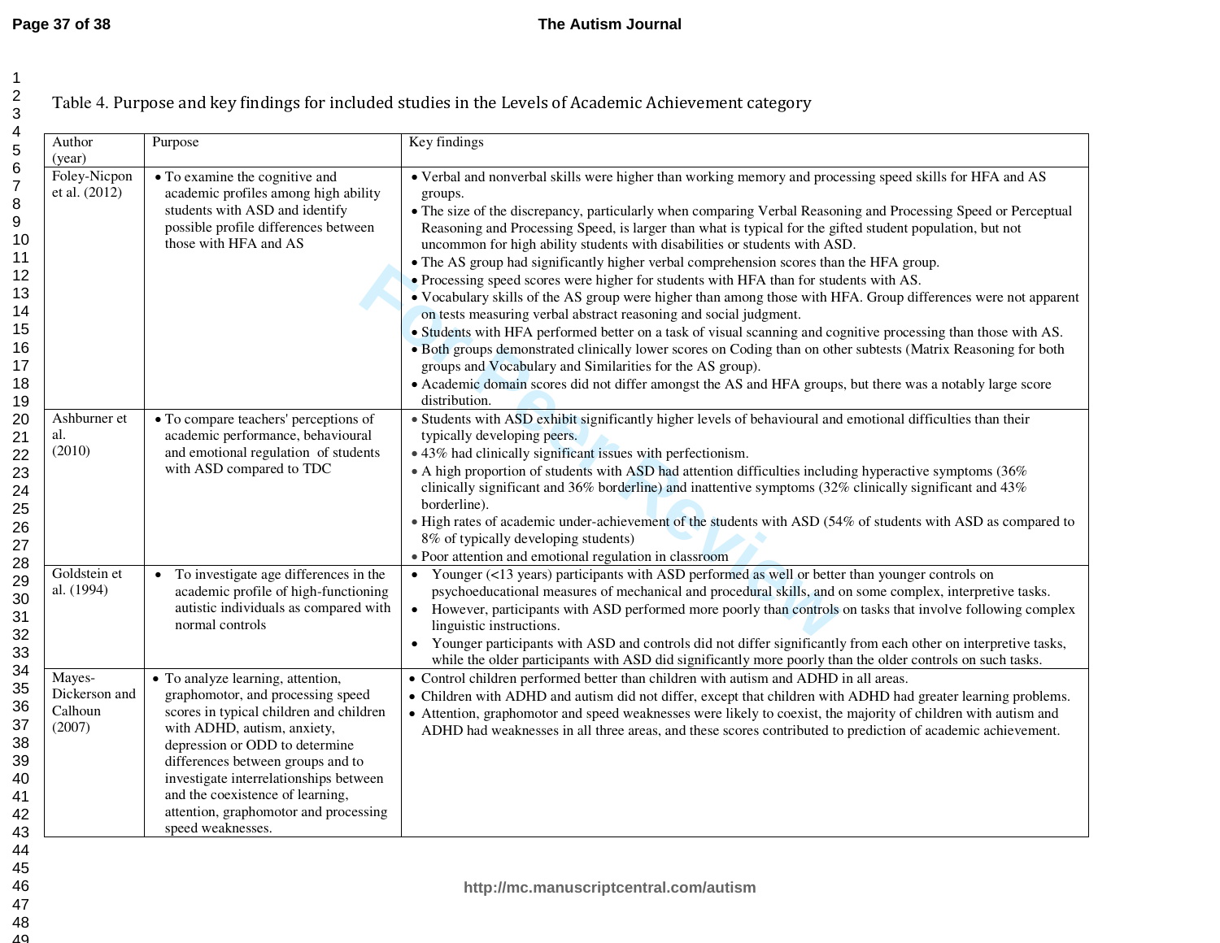Table 4. Purpose and key findings for included studies in the Levels of Academic Achievement category

| Author (year) | Purpose | Key findings |
|---|---|---|
| Foley-Nicpon et al. (2012) | • To examine the cognitive and academic profiles among high ability students with ASD and identify possible profile differences between those with HFA and AS | • Verbal and nonverbal skills were higher than working memory and processing speed skills for HFA and AS groups.<br>• The size of the discrepancy, particularly when comparing Verbal Reasoning and Processing Speed or Perceptual Reasoning and Processing Speed, is larger than what is typical for the gifted student population, but not uncommon for high ability students with disabilities or students with ASD.<br>• The AS group had significantly higher verbal comprehension scores than the HFA group.<br>• Processing speed scores were higher for students with HFA than for students with AS.<br>• Vocabulary skills of the AS group were higher than among those with HFA. Group differences were not apparent on tests measuring verbal abstract reasoning and social judgment.<br>• Students with HFA performed better on a task of visual scanning and cognitive processing than those with AS.<br>• Both groups demonstrated clinically lower scores on Coding than on other subtests (Matrix Reasoning for both groups and Vocabulary and Similarities for the AS group).<br>• Academic domain scores did not differ amongst the AS and HFA groups, but there was a notably large score distribution. |
| Ashburner et al. (2010) | • To compare teachers' perceptions of academic performance, behavioural and emotional regulation of students with ASD compared to TDC | • Students with ASD exhibit significantly higher levels of behavioural and emotional difficulties than their typically developing peers.<br>• 43% had clinically significant issues with perfectionism.<br>• A high proportion of students with ASD had attention difficulties including hyperactive symptoms (36% clinically significant and 36% borderline) and inattentive symptoms (32% clinically significant and 43% borderline).<br>• High rates of academic under-achievement of the students with ASD (54% of students with ASD as compared to 8% of typically developing students)<br>• Poor attention and emotional regulation in classroom |
| Goldstein et al. (1994) | • To investigate age differences in the academic profile of high-functioning autistic individuals as compared with normal controls | • Younger (<13 years) participants with ASD performed as well or better than younger controls on psychoeducational measures of mechanical and procedural skills, and on some complex, interpretive tasks.<br>• However, participants with ASD performed more poorly than controls on tasks that involve following complex linguistic instructions.<br>• Younger participants with ASD and controls did not differ significantly from each other on interpretive tasks, while the older participants with ASD did significantly more poorly than the older controls on such tasks. |
| Mayes-Dickerson and Calhoun (2007) | • To analyze learning, attention, graphomotor, and processing speed scores in typical children and children with ADHD, autism, anxiety, depression or ODD to determine differences between groups and to investigate interrelationships between and the coexistence of learning, attention, graphomotor and processing speed weaknesses. | • Control children performed better than children with autism and ADHD in all areas.<br>• Children with ADHD and autism did not differ, except that children with ADHD had greater learning problems.<br>• Attention, graphomotor and speed weaknesses were likely to coexist, the majority of children with autism and ADHD had weaknesses in all three areas, and these scores contributed to prediction of academic achievement. |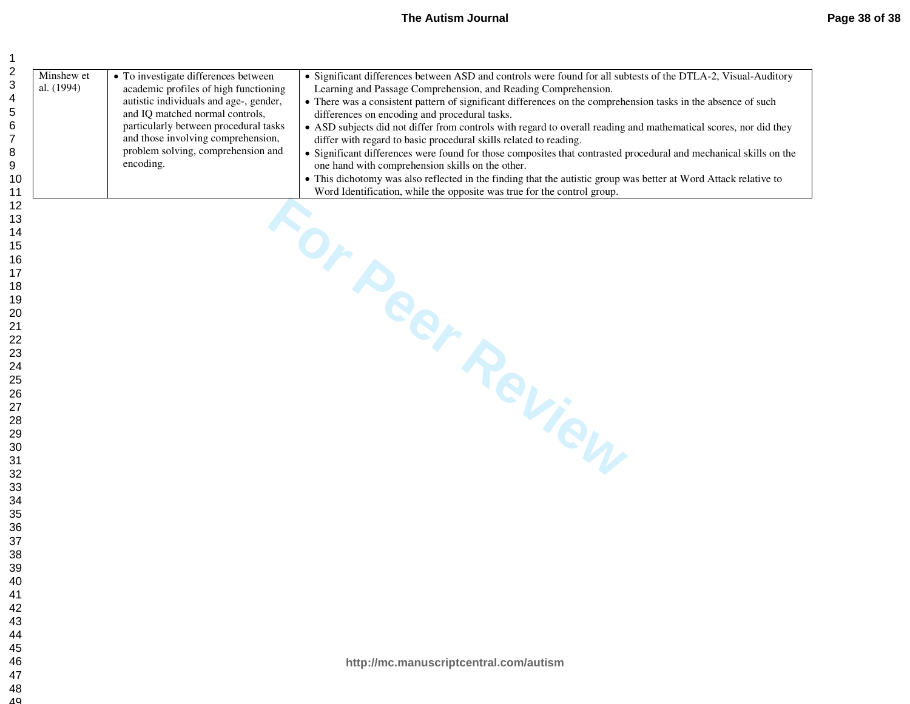| | | |
|---|---|---|
| Minshew et al. (1994) | • To investigate differences between academic profiles of high functioning autistic individuals and age-, gender, and IQ matched normal controls, particularly between procedural tasks and those involving comprehension, problem solving, comprehension and encoding. | • Significant differences between ASD and controls were found for all subtests of the DTLA-2, Visual-Auditory Learning and Passage Comprehension, and Reading Comprehension.<br>• There was a consistent pattern of significant differences on the comprehension tasks in the absence of such differences on encoding and procedural tasks.<br>• ASD subjects did not differ from controls with regard to overall reading and mathematical scores, nor did they differ with regard to basic procedural skills related to reading.<br>• Significant differences were found for those composites that contrasted procedural and mechanical skills on the one hand with comprehension skills on the other.<br>• This dichotomy was also reflected in the finding that the autistic group was better at Word Attack relative to Word Identification, while the opposite was true for the control group. |